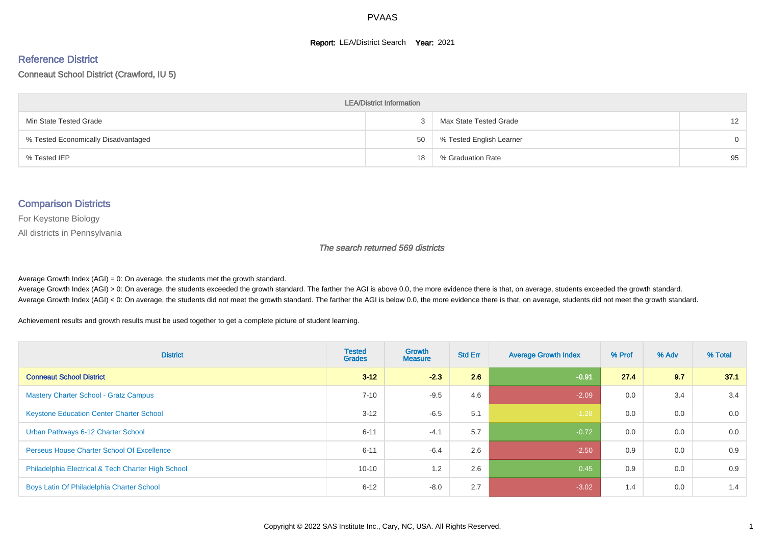# PVAAS

**Report:** LEA/District Search **Year:** 2021

## Reference District

Conneaut School District (Crawford, IU 5)

| LEA/District Information | | | |
|---|---|---|---|
| Min State Tested Grade | 3 | Max State Tested Grade | 12 |
| % Tested Economically Disadvantaged | 50 | % Tested English Learner | 0 |
| % Tested IEP | 18 | % Graduation Rate | 95 |

## Comparison Districts

For Keystone Biology

All districts in Pennsylvania

*The search returned 569 districts*

Average Growth Index (AGI) = 0: On average, the students met the growth standard.

Average Growth Index (AGI) > 0: On average, the students exceeded the growth standard. The farther the AGI is above 0.0, the more evidence there is that, on average, students exceeded the growth standard.

Average Growth Index (AGI) < 0: On average, the students did not meet the growth standard. The farther the AGI is below 0.0, the more evidence there is that, on average, students did not meet the growth standard.

Achievement results and growth results must be used together to get a complete picture of student learning.

| District | Tested Grades | Growth Measure | Std Err | Average Growth Index | % Prof | % Adv | % Total |
|---|---|---|---|---|---|---|---|
| **Conneaut School District** | **3-12** | **-2.3** | **2.6** | **-0.91** | **27.4** | **9.7** | **37.1** |
| Mastery Charter School - Gratz Campus | 7-10 | -9.5 | 4.6 | -2.09 | 0.0 | 3.4 | 3.4 |
| Keystone Education Center Charter School | 3-12 | -6.5 | 5.1 | -1.28 | 0.0 | 0.0 | 0.0 |
| Urban Pathways 6-12 Charter School | 6-11 | -4.1 | 5.7 | -0.72 | 0.0 | 0.0 | 0.0 |
| Perseus House Charter School Of Excellence | 6-11 | -6.4 | 2.6 | -2.50 | 0.9 | 0.0 | 0.9 |
| Philadelphia Electrical & Tech Charter High School | 10-10 | 1.2 | 2.6 | 0.45 | 0.9 | 0.0 | 0.9 |
| Boys Latin Of Philadelphia Charter School | 6-12 | -8.0 | 2.7 | -3.02 | 1.4 | 0.0 | 1.4 |

Copyright © 2022 SAS Institute Inc., Cary, NC, USA. All Rights Reserved.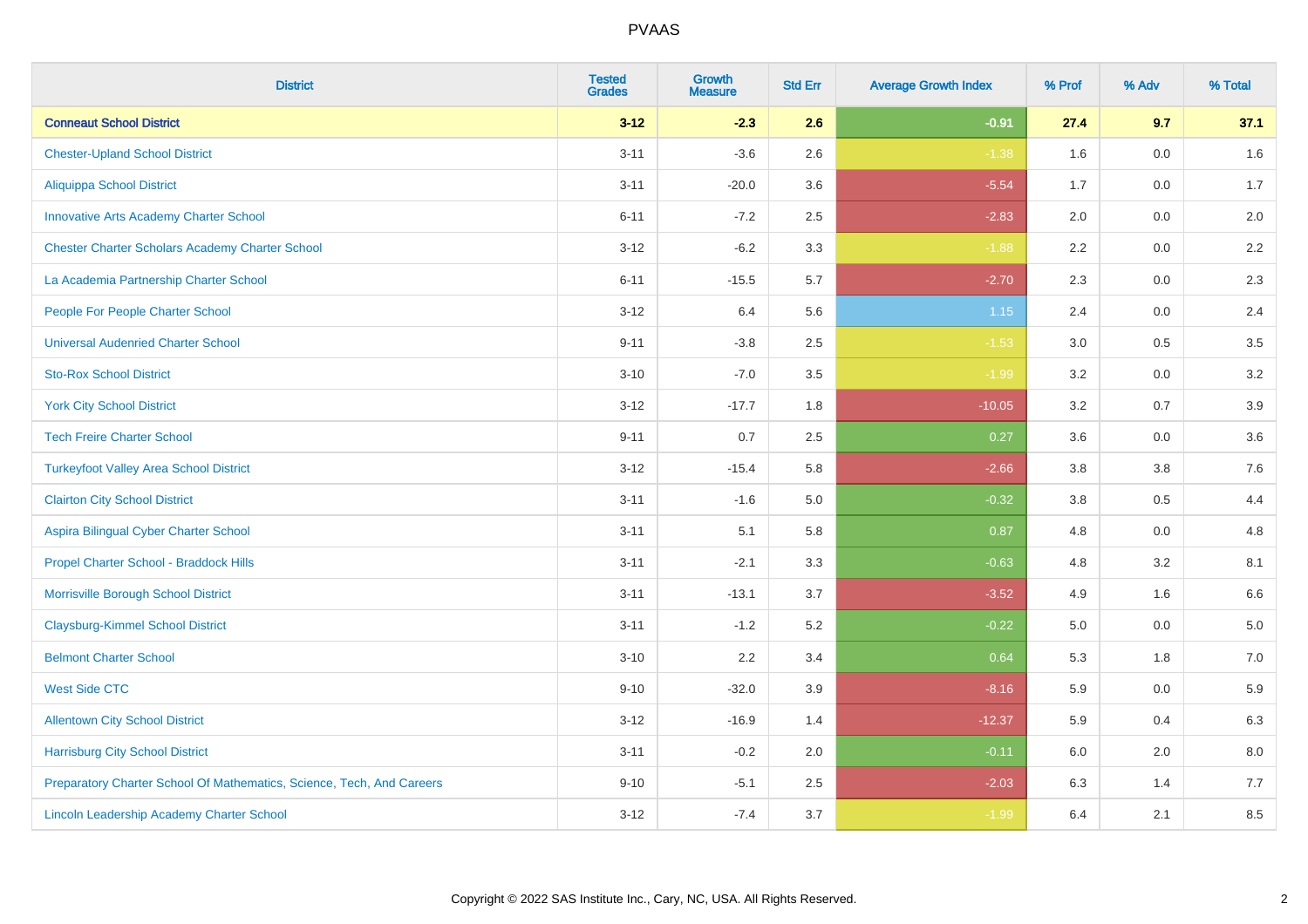# PVAAS

| District | Tested Grades | Growth Measure | Std Err | Average Growth Index | % Prof | % Adv | % Total |
|---|---|---|---|---|---|---|---|
| **Conneaut School District** | **3-12** | **-2.3** | **2.6** | **-0.91** | **27.4** | **9.7** | **37.1** |
| Chester-Upland School District | 3-11 | -3.6 | 2.6 | -1.38 | 1.6 | 0.0 | 1.6 |
| Aliquippa School District | 3-11 | -20.0 | 3.6 | -5.54 | 1.7 | 0.0 | 1.7 |
| Innovative Arts Academy Charter School | 6-11 | -7.2 | 2.5 | -2.83 | 2.0 | 0.0 | 2.0 |
| Chester Charter Scholars Academy Charter School | 3-12 | -6.2 | 3.3 | -1.88 | 2.2 | 0.0 | 2.2 |
| La Academia Partnership Charter School | 6-11 | -15.5 | 5.7 | -2.70 | 2.3 | 0.0 | 2.3 |
| People For People Charter School | 3-12 | 6.4 | 5.6 | 1.15 | 2.4 | 0.0 | 2.4 |
| Universal Audenried Charter School | 9-11 | -3.8 | 2.5 | -1.53 | 3.0 | 0.5 | 3.5 |
| Sto-Rox School District | 3-10 | -7.0 | 3.5 | -1.99 | 3.2 | 0.0 | 3.2 |
| York City School District | 3-12 | -17.7 | 1.8 | -10.05 | 3.2 | 0.7 | 3.9 |
| Tech Freire Charter School | 9-11 | 0.7 | 2.5 | 0.27 | 3.6 | 0.0 | 3.6 |
| Turkeyfoot Valley Area School District | 3-12 | -15.4 | 5.8 | -2.66 | 3.8 | 3.8 | 7.6 |
| Clairton City School District | 3-11 | -1.6 | 5.0 | -0.32 | 3.8 | 0.5 | 4.4 |
| Aspira Bilingual Cyber Charter School | 3-11 | 5.1 | 5.8 | 0.87 | 4.8 | 0.0 | 4.8 |
| Propel Charter School - Braddock Hills | 3-11 | -2.1 | 3.3 | -0.63 | 4.8 | 3.2 | 8.1 |
| Morrisville Borough School District | 3-11 | -13.1 | 3.7 | -3.52 | 4.9 | 1.6 | 6.6 |
| Claysburg-Kimmel School District | 3-11 | -1.2 | 5.2 | -0.22 | 5.0 | 0.0 | 5.0 |
| Belmont Charter School | 3-10 | 2.2 | 3.4 | 0.64 | 5.3 | 1.8 | 7.0 |
| West Side CTC | 9-10 | -32.0 | 3.9 | -8.16 | 5.9 | 0.0 | 5.9 |
| Allentown City School District | 3-12 | -16.9 | 1.4 | -12.37 | 5.9 | 0.4 | 6.3 |
| Harrisburg City School District | 3-11 | -0.2 | 2.0 | -0.11 | 6.0 | 2.0 | 8.0 |
| Preparatory Charter School Of Mathematics, Science, Tech, And Careers | 9-10 | -5.1 | 2.5 | -2.03 | 6.3 | 1.4 | 7.7 |
| Lincoln Leadership Academy Charter School | 3-12 | -7.4 | 3.7 | -1.99 | 6.4 | 2.1 | 8.5 |

Copyright © 2022 SAS Institute Inc., Cary, NC, USA. All Rights Reserved.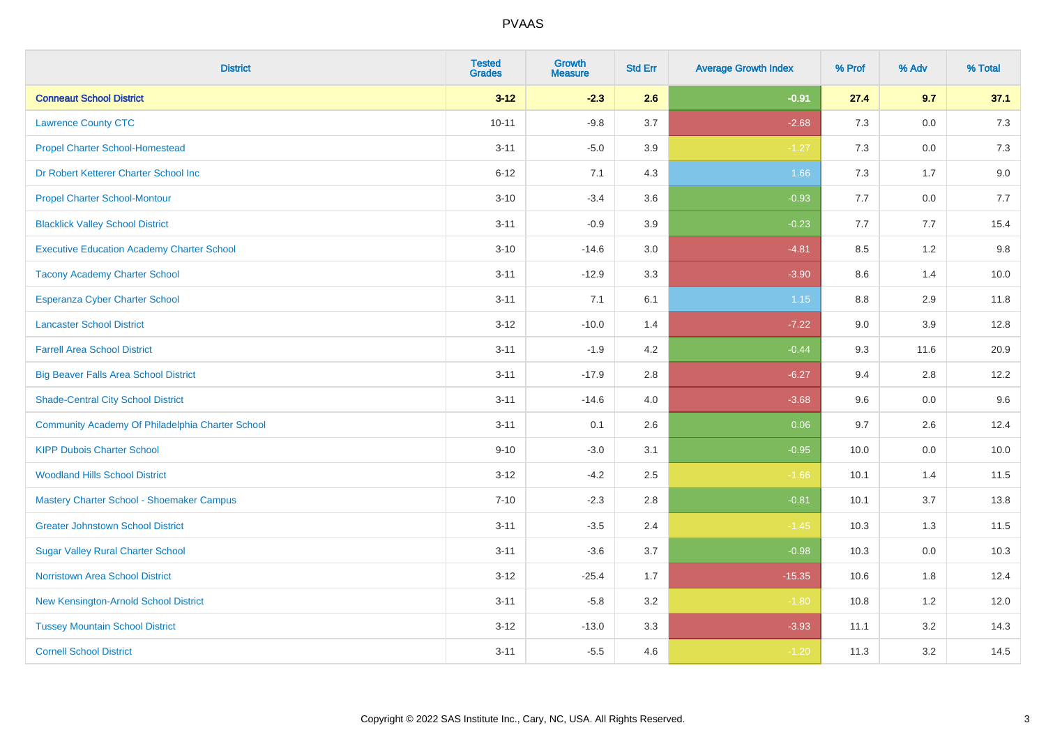# PVAAS

| District | Tested Grades | Growth Measure | Std Err | Average Growth Index | % Prof | % Adv | % Total |
|---|---|---|---|---|---|---|---|
| **Conneaut School District** | **3-12** | **-2.3** | **2.6** | **-0.91** | **27.4** | **9.7** | **37.1** |
| Lawrence County CTC | 10-11 | -9.8 | 3.7 | -2.68 | 7.3 | 0.0 | 7.3 |
| Propel Charter School-Homestead | 3-11 | -5.0 | 3.9 | -1.27 | 7.3 | 0.0 | 7.3 |
| Dr Robert Ketterer Charter School Inc | 6-12 | 7.1 | 4.3 | 1.66 | 7.3 | 1.7 | 9.0 |
| Propel Charter School-Montour | 3-10 | -3.4 | 3.6 | -0.93 | 7.7 | 0.0 | 7.7 |
| Blacklick Valley School District | 3-11 | -0.9 | 3.9 | -0.23 | 7.7 | 7.7 | 15.4 |
| Executive Education Academy Charter School | 3-10 | -14.6 | 3.0 | -4.81 | 8.5 | 1.2 | 9.8 |
| Tacony Academy Charter School | 3-11 | -12.9 | 3.3 | -3.90 | 8.6 | 1.4 | 10.0 |
| Esperanza Cyber Charter School | 3-11 | 7.1 | 6.1 | 1.15 | 8.8 | 2.9 | 11.8 |
| Lancaster School District | 3-12 | -10.0 | 1.4 | -7.22 | 9.0 | 3.9 | 12.8 |
| Farrell Area School District | 3-11 | -1.9 | 4.2 | -0.44 | 9.3 | 11.6 | 20.9 |
| Big Beaver Falls Area School District | 3-11 | -17.9 | 2.8 | -6.27 | 9.4 | 2.8 | 12.2 |
| Shade-Central City School District | 3-11 | -14.6 | 4.0 | -3.68 | 9.6 | 0.0 | 9.6 |
| Community Academy Of Philadelphia Charter School | 3-11 | 0.1 | 2.6 | 0.06 | 9.7 | 2.6 | 12.4 |
| KIPP Dubois Charter School | 9-10 | -3.0 | 3.1 | -0.95 | 10.0 | 0.0 | 10.0 |
| Woodland Hills School District | 3-12 | -4.2 | 2.5 | -1.66 | 10.1 | 1.4 | 11.5 |
| Mastery Charter School - Shoemaker Campus | 7-10 | -2.3 | 2.8 | -0.81 | 10.1 | 3.7 | 13.8 |
| Greater Johnstown School District | 3-11 | -3.5 | 2.4 | -1.45 | 10.3 | 1.3 | 11.5 |
| Sugar Valley Rural Charter School | 3-11 | -3.6 | 3.7 | -0.98 | 10.3 | 0.0 | 10.3 |
| Norristown Area School District | 3-12 | -25.4 | 1.7 | -15.35 | 10.6 | 1.8 | 12.4 |
| New Kensington-Arnold School District | 3-11 | -5.8 | 3.2 | -1.80 | 10.8 | 1.2 | 12.0 |
| Tussey Mountain School District | 3-12 | -13.0 | 3.3 | -3.93 | 11.1 | 3.2 | 14.3 |
| Cornell School District | 3-11 | -5.5 | 4.6 | -1.20 | 11.3 | 3.2 | 14.5 |

Copyright © 2022 SAS Institute Inc., Cary, NC, USA. All Rights Reserved.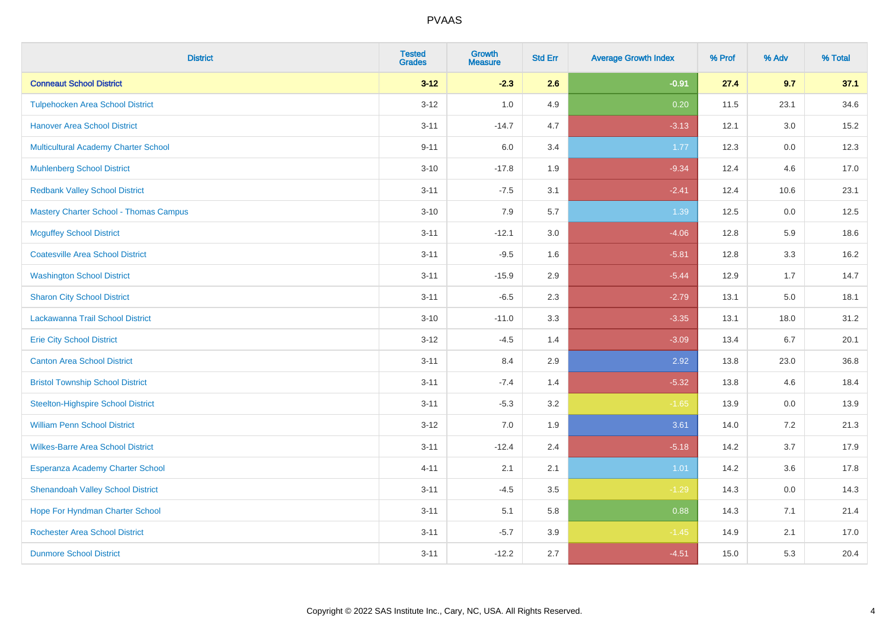# PVAAS

| District | Tested Grades | Growth Measure | Std Err | Average Growth Index | % Prof | % Adv | % Total |
|---|---|---|---|---|---|---|---|
| **Conneaut School District** | **3-12** | **-2.3** | **2.6** | **-0.91** | **27.4** | **9.7** | **37.1** |
| Tulpehocken Area School District | 3-12 | 1.0 | 4.9 | 0.20 | 11.5 | 23.1 | 34.6 |
| Hanover Area School District | 3-11 | -14.7 | 4.7 | -3.13 | 12.1 | 3.0 | 15.2 |
| Multicultural Academy Charter School | 9-11 | 6.0 | 3.4 | 1.77 | 12.3 | 0.0 | 12.3 |
| Muhlenberg School District | 3-10 | -17.8 | 1.9 | -9.34 | 12.4 | 4.6 | 17.0 |
| Redbank Valley School District | 3-11 | -7.5 | 3.1 | -2.41 | 12.4 | 10.6 | 23.1 |
| Mastery Charter School - Thomas Campus | 3-10 | 7.9 | 5.7 | 1.39 | 12.5 | 0.0 | 12.5 |
| Mcguffey School District | 3-11 | -12.1 | 3.0 | -4.06 | 12.8 | 5.9 | 18.6 |
| Coatesville Area School District | 3-11 | -9.5 | 1.6 | -5.81 | 12.8 | 3.3 | 16.2 |
| Washington School District | 3-11 | -15.9 | 2.9 | -5.44 | 12.9 | 1.7 | 14.7 |
| Sharon City School District | 3-11 | -6.5 | 2.3 | -2.79 | 13.1 | 5.0 | 18.1 |
| Lackawanna Trail School District | 3-10 | -11.0 | 3.3 | -3.35 | 13.1 | 18.0 | 31.2 |
| Erie City School District | 3-12 | -4.5 | 1.4 | -3.09 | 13.4 | 6.7 | 20.1 |
| Canton Area School District | 3-11 | 8.4 | 2.9 | 2.92 | 13.8 | 23.0 | 36.8 |
| Bristol Township School District | 3-11 | -7.4 | 1.4 | -5.32 | 13.8 | 4.6 | 18.4 |
| Steelton-Highspire School District | 3-11 | -5.3 | 3.2 | -1.65 | 13.9 | 0.0 | 13.9 |
| William Penn School District | 3-12 | 7.0 | 1.9 | 3.61 | 14.0 | 7.2 | 21.3 |
| Wilkes-Barre Area School District | 3-11 | -12.4 | 2.4 | -5.18 | 14.2 | 3.7 | 17.9 |
| Esperanza Academy Charter School | 4-11 | 2.1 | 2.1 | 1.01 | 14.2 | 3.6 | 17.8 |
| Shenandoah Valley School District | 3-11 | -4.5 | 3.5 | -1.29 | 14.3 | 0.0 | 14.3 |
| Hope For Hyndman Charter School | 3-11 | 5.1 | 5.8 | 0.88 | 14.3 | 7.1 | 21.4 |
| Rochester Area School District | 3-11 | -5.7 | 3.9 | -1.45 | 14.9 | 2.1 | 17.0 |
| Dunmore School District | 3-11 | -12.2 | 2.7 | -4.51 | 15.0 | 5.3 | 20.4 |

Copyright © 2022 SAS Institute Inc., Cary, NC, USA. All Rights Reserved.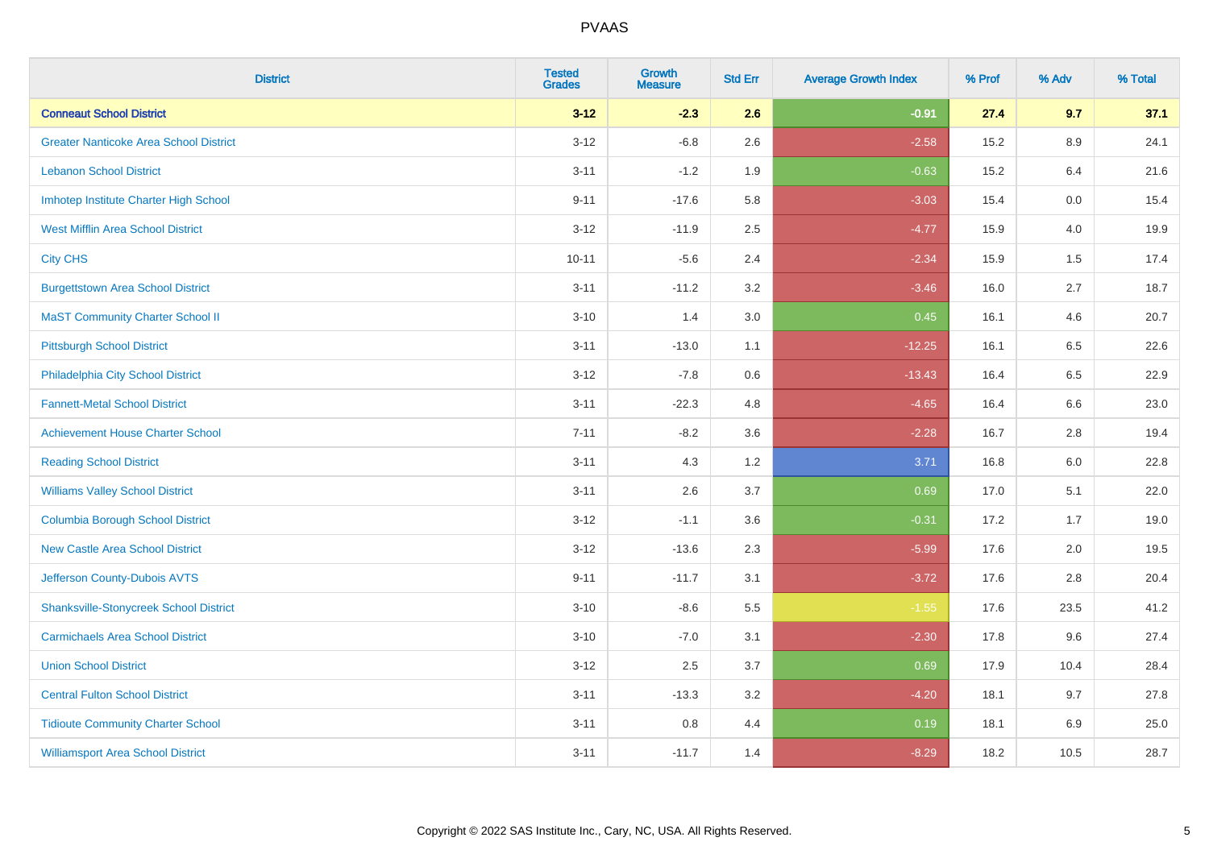# PVAAS

| District | Tested Grades | Growth Measure | Std Err | Average Growth Index | % Prof | % Adv | % Total |
|---|---|---|---|---|---|---|---|
| **Conneaut School District** | **3-12** | **-2.3** | **2.6** | **-0.91** | **27.4** | **9.7** | **37.1** |
| Greater Nanticoke Area School District | 3-12 | -6.8 | 2.6 | -2.58 | 15.2 | 8.9 | 24.1 |
| Lebanon School District | 3-11 | -1.2 | 1.9 | -0.63 | 15.2 | 6.4 | 21.6 |
| Imhotep Institute Charter High School | 9-11 | -17.6 | 5.8 | -3.03 | 15.4 | 0.0 | 15.4 |
| West Mifflin Area School District | 3-12 | -11.9 | 2.5 | -4.77 | 15.9 | 4.0 | 19.9 |
| City CHS | 10-11 | -5.6 | 2.4 | -2.34 | 15.9 | 1.5 | 17.4 |
| Burgettstown Area School District | 3-11 | -11.2 | 3.2 | -3.46 | 16.0 | 2.7 | 18.7 |
| MaST Community Charter School II | 3-10 | 1.4 | 3.0 | 0.45 | 16.1 | 4.6 | 20.7 |
| Pittsburgh School District | 3-11 | -13.0 | 1.1 | -12.25 | 16.1 | 6.5 | 22.6 |
| Philadelphia City School District | 3-12 | -7.8 | 0.6 | -13.43 | 16.4 | 6.5 | 22.9 |
| Fannett-Metal School District | 3-11 | -22.3 | 4.8 | -4.65 | 16.4 | 6.6 | 23.0 |
| Achievement House Charter School | 7-11 | -8.2 | 3.6 | -2.28 | 16.7 | 2.8 | 19.4 |
| Reading School District | 3-11 | 4.3 | 1.2 | 3.71 | 16.8 | 6.0 | 22.8 |
| Williams Valley School District | 3-11 | 2.6 | 3.7 | 0.69 | 17.0 | 5.1 | 22.0 |
| Columbia Borough School District | 3-12 | -1.1 | 3.6 | -0.31 | 17.2 | 1.7 | 19.0 |
| New Castle Area School District | 3-12 | -13.6 | 2.3 | -5.99 | 17.6 | 2.0 | 19.5 |
| Jefferson County-Dubois AVTS | 9-11 | -11.7 | 3.1 | -3.72 | 17.6 | 2.8 | 20.4 |
| Shanksville-Stonycreek School District | 3-10 | -8.6 | 5.5 | -1.55 | 17.6 | 23.5 | 41.2 |
| Carmichaels Area School District | 3-10 | -7.0 | 3.1 | -2.30 | 17.8 | 9.6 | 27.4 |
| Union School District | 3-12 | 2.5 | 3.7 | 0.69 | 17.9 | 10.4 | 28.4 |
| Central Fulton School District | 3-11 | -13.3 | 3.2 | -4.20 | 18.1 | 9.7 | 27.8 |
| Tidioute Community Charter School | 3-11 | 0.8 | 4.4 | 0.19 | 18.1 | 6.9 | 25.0 |
| Williamsport Area School District | 3-11 | -11.7 | 1.4 | -8.29 | 18.2 | 10.5 | 28.7 |

Copyright © 2022 SAS Institute Inc., Cary, NC, USA. All Rights Reserved.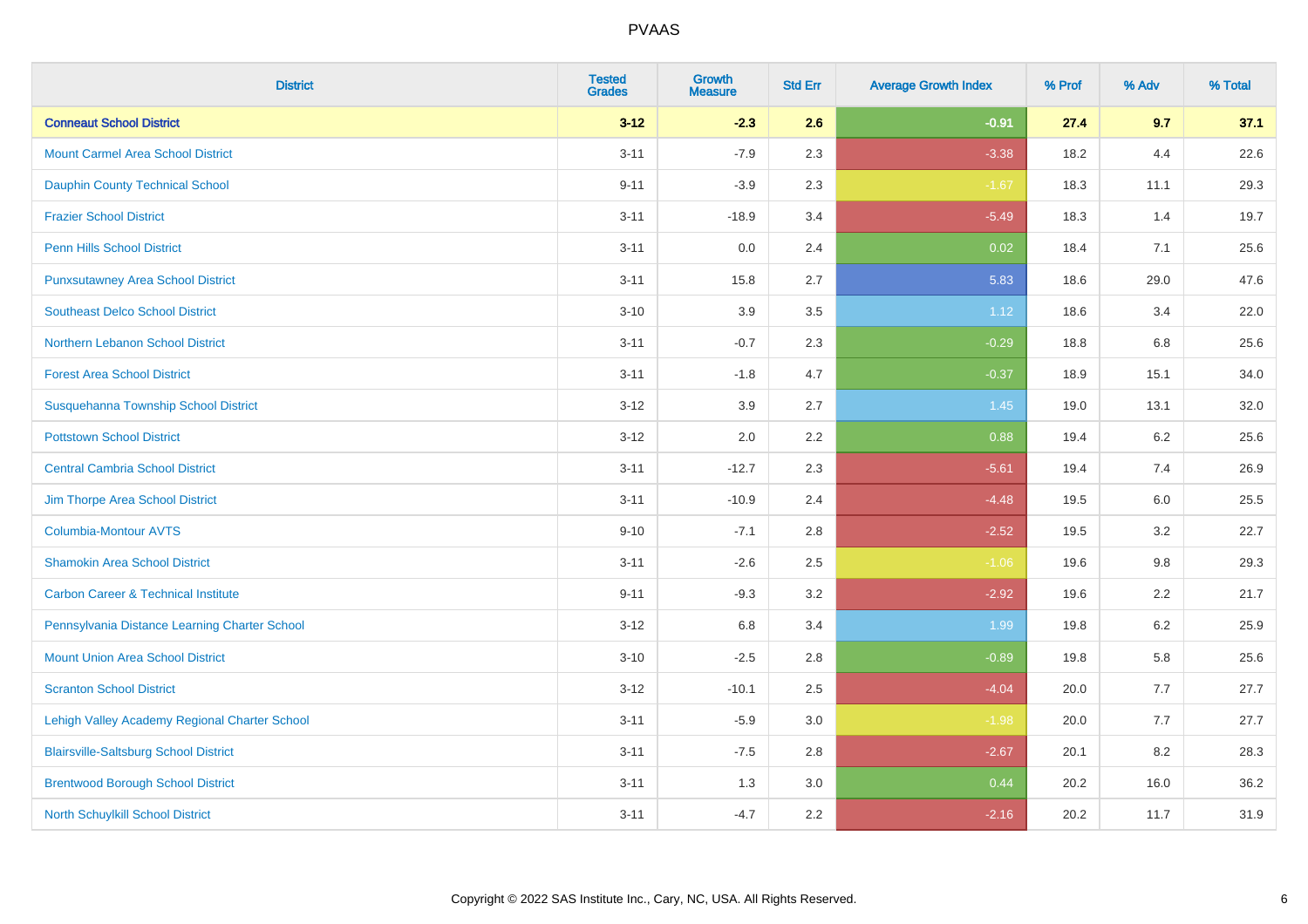| District | Tested Grades | Growth Measure | Std Err | Average Growth Index | % Prof | % Adv | % Total |
|---|---|---|---|---|---|---|---|
| **Conneaut School District** | **3-12** | **-2.3** | **2.6** | **-0.91** | **27.4** | **9.7** | **37.1** |
| Mount Carmel Area School District | 3-11 | -7.9 | 2.3 | -3.38 | 18.2 | 4.4 | 22.6 |
| Dauphin County Technical School | 9-11 | -3.9 | 2.3 | -1.67 | 18.3 | 11.1 | 29.3 |
| Frazier School District | 3-11 | -18.9 | 3.4 | -5.49 | 18.3 | 1.4 | 19.7 |
| Penn Hills School District | 3-11 | 0.0 | 2.4 | 0.02 | 18.4 | 7.1 | 25.6 |
| Punxsutawney Area School District | 3-11 | 15.8 | 2.7 | 5.83 | 18.6 | 29.0 | 47.6 |
| Southeast Delco School District | 3-10 | 3.9 | 3.5 | 1.12 | 18.6 | 3.4 | 22.0 |
| Northern Lebanon School District | 3-11 | -0.7 | 2.3 | -0.29 | 18.8 | 6.8 | 25.6 |
| Forest Area School District | 3-11 | -1.8 | 4.7 | -0.37 | 18.9 | 15.1 | 34.0 |
| Susquehanna Township School District | 3-12 | 3.9 | 2.7 | 1.45 | 19.0 | 13.1 | 32.0 |
| Pottstown School District | 3-12 | 2.0 | 2.2 | 0.88 | 19.4 | 6.2 | 25.6 |
| Central Cambria School District | 3-11 | -12.7 | 2.3 | -5.61 | 19.4 | 7.4 | 26.9 |
| Jim Thorpe Area School District | 3-11 | -10.9 | 2.4 | -4.48 | 19.5 | 6.0 | 25.5 |
| Columbia-Montour AVTS | 9-10 | -7.1 | 2.8 | -2.52 | 19.5 | 3.2 | 22.7 |
| Shamokin Area School District | 3-11 | -2.6 | 2.5 | -1.06 | 19.6 | 9.8 | 29.3 |
| Carbon Career & Technical Institute | 9-11 | -9.3 | 3.2 | -2.92 | 19.6 | 2.2 | 21.7 |
| Pennsylvania Distance Learning Charter School | 3-12 | 6.8 | 3.4 | 1.99 | 19.8 | 6.2 | 25.9 |
| Mount Union Area School District | 3-10 | -2.5 | 2.8 | -0.89 | 19.8 | 5.8 | 25.6 |
| Scranton School District | 3-12 | -10.1 | 2.5 | -4.04 | 20.0 | 7.7 | 27.7 |
| Lehigh Valley Academy Regional Charter School | 3-11 | -5.9 | 3.0 | -1.98 | 20.0 | 7.7 | 27.7 |
| Blairsville-Saltsburg School District | 3-11 | -7.5 | 2.8 | -2.67 | 20.1 | 8.2 | 28.3 |
| Brentwood Borough School District | 3-11 | 1.3 | 3.0 | 0.44 | 20.2 | 16.0 | 36.2 |
| North Schuylkill School District | 3-11 | -4.7 | 2.2 | -2.16 | 20.2 | 11.7 | 31.9 |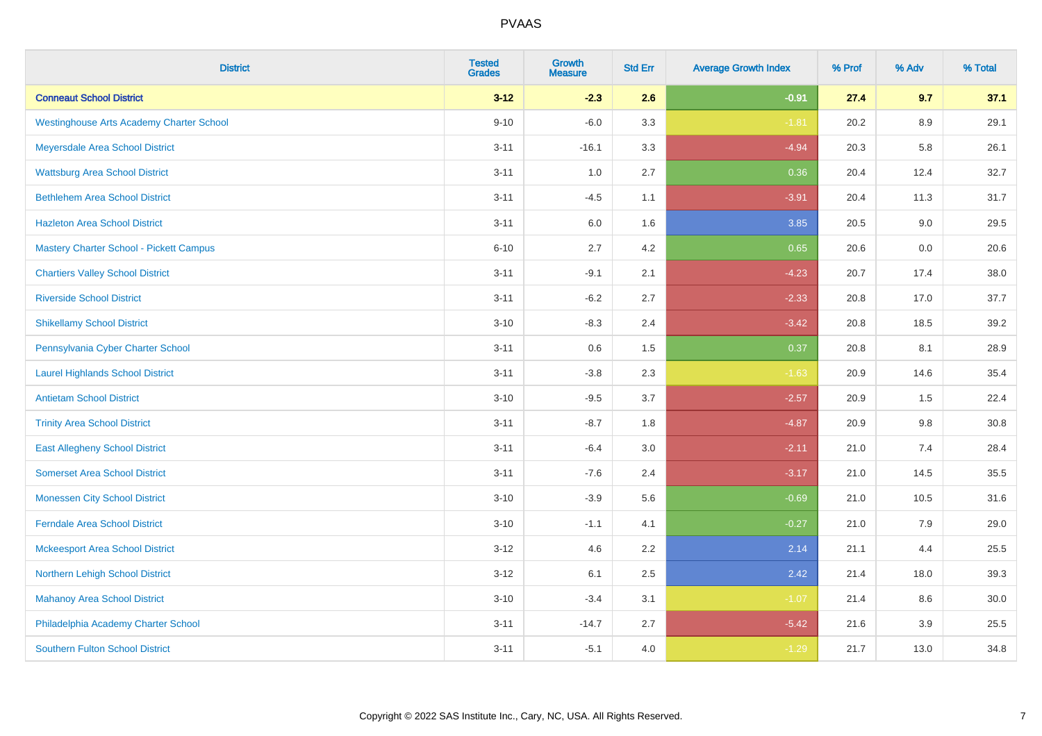# PVAAS

| District | Tested Grades | Growth Measure | Std Err | Average Growth Index | % Prof | % Adv | % Total |
|---|---|---|---|---|---|---|---|
| **Conneaut School District** | **3-12** | **-2.3** | **2.6** | **-0.91** | **27.4** | **9.7** | **37.1** |
| Westinghouse Arts Academy Charter School | 9-10 | -6.0 | 3.3 | -1.81 | 20.2 | 8.9 | 29.1 |
| Meyersdale Area School District | 3-11 | -16.1 | 3.3 | -4.94 | 20.3 | 5.8 | 26.1 |
| Wattsburg Area School District | 3-11 | 1.0 | 2.7 | 0.36 | 20.4 | 12.4 | 32.7 |
| Bethlehem Area School District | 3-11 | -4.5 | 1.1 | -3.91 | 20.4 | 11.3 | 31.7 |
| Hazleton Area School District | 3-11 | 6.0 | 1.6 | 3.85 | 20.5 | 9.0 | 29.5 |
| Mastery Charter School - Pickett Campus | 6-10 | 2.7 | 4.2 | 0.65 | 20.6 | 0.0 | 20.6 |
| Chartiers Valley School District | 3-11 | -9.1 | 2.1 | -4.23 | 20.7 | 17.4 | 38.0 |
| Riverside School District | 3-11 | -6.2 | 2.7 | -2.33 | 20.8 | 17.0 | 37.7 |
| Shikellamy School District | 3-10 | -8.3 | 2.4 | -3.42 | 20.8 | 18.5 | 39.2 |
| Pennsylvania Cyber Charter School | 3-11 | 0.6 | 1.5 | 0.37 | 20.8 | 8.1 | 28.9 |
| Laurel Highlands School District | 3-11 | -3.8 | 2.3 | -1.63 | 20.9 | 14.6 | 35.4 |
| Antietam School District | 3-10 | -9.5 | 3.7 | -2.57 | 20.9 | 1.5 | 22.4 |
| Trinity Area School District | 3-11 | -8.7 | 1.8 | -4.87 | 20.9 | 9.8 | 30.8 |
| East Allegheny School District | 3-11 | -6.4 | 3.0 | -2.11 | 21.0 | 7.4 | 28.4 |
| Somerset Area School District | 3-11 | -7.6 | 2.4 | -3.17 | 21.0 | 14.5 | 35.5 |
| Monessen City School District | 3-10 | -3.9 | 5.6 | -0.69 | 21.0 | 10.5 | 31.6 |
| Ferndale Area School District | 3-10 | -1.1 | 4.1 | -0.27 | 21.0 | 7.9 | 29.0 |
| Mckeesport Area School District | 3-12 | 4.6 | 2.2 | 2.14 | 21.1 | 4.4 | 25.5 |
| Northern Lehigh School District | 3-12 | 6.1 | 2.5 | 2.42 | 21.4 | 18.0 | 39.3 |
| Mahanoy Area School District | 3-10 | -3.4 | 3.1 | -1.07 | 21.4 | 8.6 | 30.0 |
| Philadelphia Academy Charter School | 3-11 | -14.7 | 2.7 | -5.42 | 21.6 | 3.9 | 25.5 |
| Southern Fulton School District | 3-11 | -5.1 | 4.0 | -1.29 | 21.7 | 13.0 | 34.8 |

Copyright © 2022 SAS Institute Inc., Cary, NC, USA. All Rights Reserved.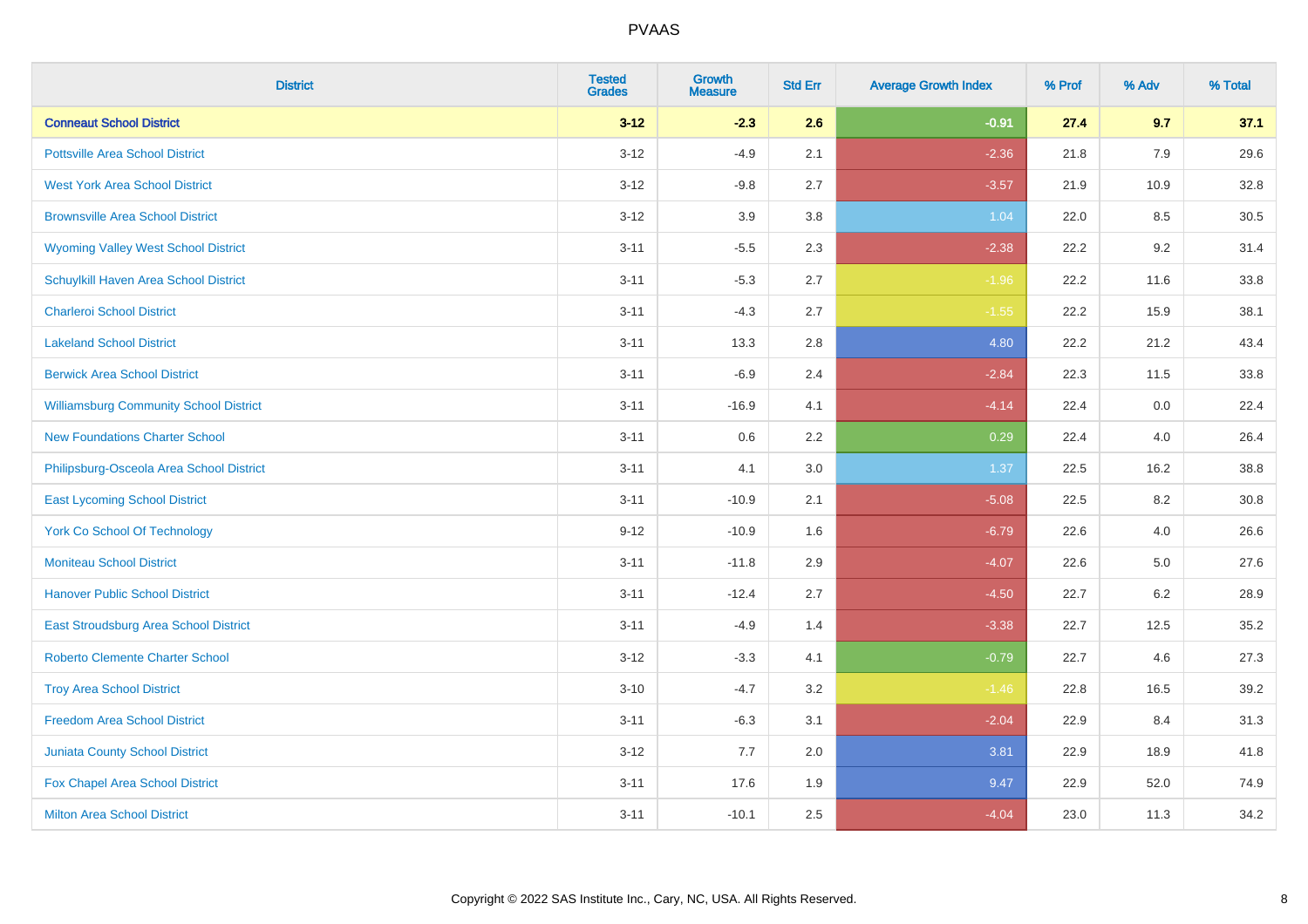# PVAAS

| District | Tested Grades | Growth Measure | Std Err | Average Growth Index | % Prof | % Adv | % Total |
|---|---|---|---|---|---|---|---|
| **Conneaut School District** | **3-12** | **-2.3** | **2.6** | **-0.91** | **27.4** | **9.7** | **37.1** |
| Pottsville Area School District | 3-12 | -4.9 | 2.1 | -2.36 | 21.8 | 7.9 | 29.6 |
| West York Area School District | 3-12 | -9.8 | 2.7 | -3.57 | 21.9 | 10.9 | 32.8 |
| Brownsville Area School District | 3-12 | 3.9 | 3.8 | 1.04 | 22.0 | 8.5 | 30.5 |
| Wyoming Valley West School District | 3-11 | -5.5 | 2.3 | -2.38 | 22.2 | 9.2 | 31.4 |
| Schuylkill Haven Area School District | 3-11 | -5.3 | 2.7 | -1.96 | 22.2 | 11.6 | 33.8 |
| Charleroi School District | 3-11 | -4.3 | 2.7 | -1.55 | 22.2 | 15.9 | 38.1 |
| Lakeland School District | 3-11 | 13.3 | 2.8 | 4.80 | 22.2 | 21.2 | 43.4 |
| Berwick Area School District | 3-11 | -6.9 | 2.4 | -2.84 | 22.3 | 11.5 | 33.8 |
| Williamsburg Community School District | 3-11 | -16.9 | 4.1 | -4.14 | 22.4 | 0.0 | 22.4 |
| New Foundations Charter School | 3-11 | 0.6 | 2.2 | 0.29 | 22.4 | 4.0 | 26.4 |
| Philipsburg-Osceola Area School District | 3-11 | 4.1 | 3.0 | 1.37 | 22.5 | 16.2 | 38.8 |
| East Lycoming School District | 3-11 | -10.9 | 2.1 | -5.08 | 22.5 | 8.2 | 30.8 |
| York Co School Of Technology | 9-12 | -10.9 | 1.6 | -6.79 | 22.6 | 4.0 | 26.6 |
| Moniteau School District | 3-11 | -11.8 | 2.9 | -4.07 | 22.6 | 5.0 | 27.6 |
| Hanover Public School District | 3-11 | -12.4 | 2.7 | -4.50 | 22.7 | 6.2 | 28.9 |
| East Stroudsburg Area School District | 3-11 | -4.9 | 1.4 | -3.38 | 22.7 | 12.5 | 35.2 |
| Roberto Clemente Charter School | 3-12 | -3.3 | 4.1 | -0.79 | 22.7 | 4.6 | 27.3 |
| Troy Area School District | 3-10 | -4.7 | 3.2 | -1.46 | 22.8 | 16.5 | 39.2 |
| Freedom Area School District | 3-11 | -6.3 | 3.1 | -2.04 | 22.9 | 8.4 | 31.3 |
| Juniata County School District | 3-12 | 7.7 | 2.0 | 3.81 | 22.9 | 18.9 | 41.8 |
| Fox Chapel Area School District | 3-11 | 17.6 | 1.9 | 9.47 | 22.9 | 52.0 | 74.9 |
| Milton Area School District | 3-11 | -10.1 | 2.5 | -4.04 | 23.0 | 11.3 | 34.2 |

Copyright © 2022 SAS Institute Inc., Cary, NC, USA. All Rights Reserved.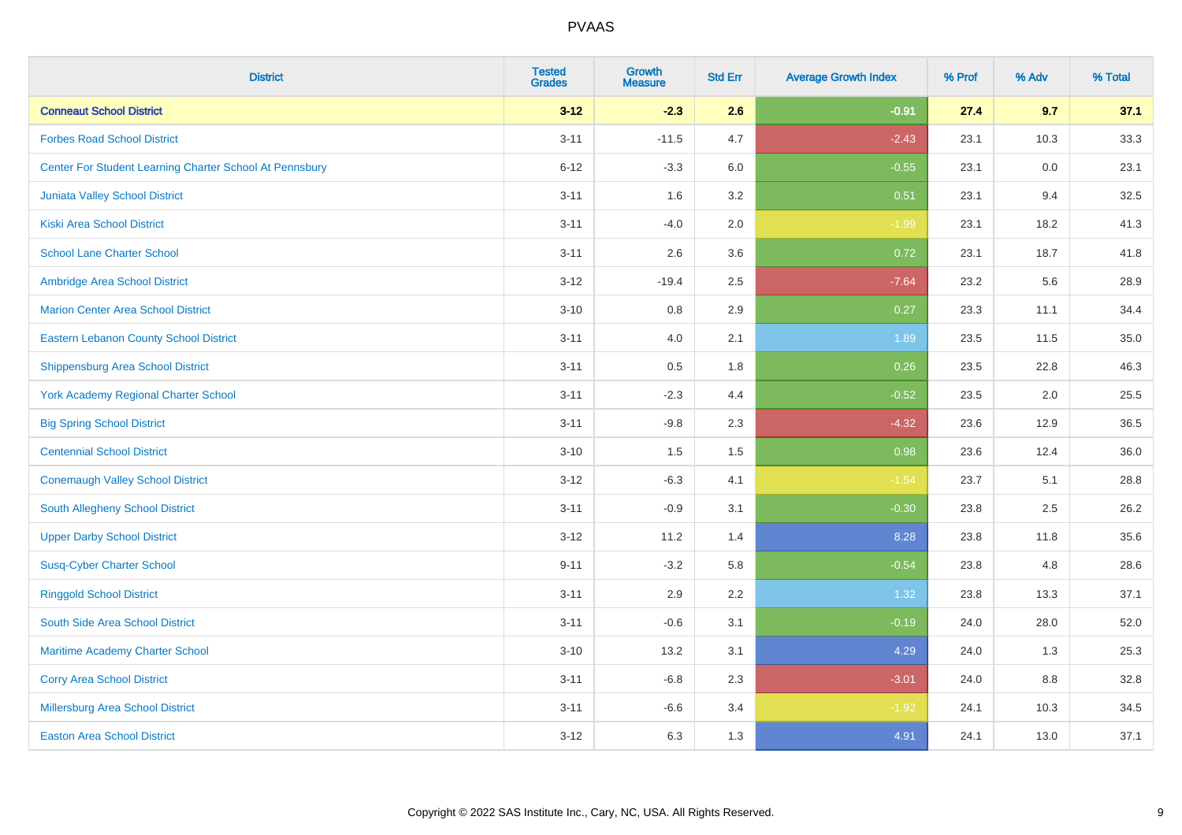# PVAAS

| District | Tested Grades | Growth Measure | Std Err | Average Growth Index | % Prof | % Adv | % Total |
|---|---|---|---|---|---|---|---|
| **Conneaut School District** | **3-12** | **-2.3** | **2.6** | **-0.91** | **27.4** | **9.7** | **37.1** |
| Forbes Road School District | 3-11 | -11.5 | 4.7 | -2.43 | 23.1 | 10.3 | 33.3 |
| Center For Student Learning Charter School At Pennsbury | 6-12 | -3.3 | 6.0 | -0.55 | 23.1 | 0.0 | 23.1 |
| Juniata Valley School District | 3-11 | 1.6 | 3.2 | 0.51 | 23.1 | 9.4 | 32.5 |
| Kiski Area School District | 3-11 | -4.0 | 2.0 | -1.99 | 23.1 | 18.2 | 41.3 |
| School Lane Charter School | 3-11 | 2.6 | 3.6 | 0.72 | 23.1 | 18.7 | 41.8 |
| Ambridge Area School District | 3-12 | -19.4 | 2.5 | -7.64 | 23.2 | 5.6 | 28.9 |
| Marion Center Area School District | 3-10 | 0.8 | 2.9 | 0.27 | 23.3 | 11.1 | 34.4 |
| Eastern Lebanon County School District | 3-11 | 4.0 | 2.1 | 1.89 | 23.5 | 11.5 | 35.0 |
| Shippensburg Area School District | 3-11 | 0.5 | 1.8 | 0.26 | 23.5 | 22.8 | 46.3 |
| York Academy Regional Charter School | 3-11 | -2.3 | 4.4 | -0.52 | 23.5 | 2.0 | 25.5 |
| Big Spring School District | 3-11 | -9.8 | 2.3 | -4.32 | 23.6 | 12.9 | 36.5 |
| Centennial School District | 3-10 | 1.5 | 1.5 | 0.98 | 23.6 | 12.4 | 36.0 |
| Conemaugh Valley School District | 3-12 | -6.3 | 4.1 | -1.54 | 23.7 | 5.1 | 28.8 |
| South Allegheny School District | 3-11 | -0.9 | 3.1 | -0.30 | 23.8 | 2.5 | 26.2 |
| Upper Darby School District | 3-12 | 11.2 | 1.4 | 8.28 | 23.8 | 11.8 | 35.6 |
| Susq-Cyber Charter School | 9-11 | -3.2 | 5.8 | -0.54 | 23.8 | 4.8 | 28.6 |
| Ringgold School District | 3-11 | 2.9 | 2.2 | 1.32 | 23.8 | 13.3 | 37.1 |
| South Side Area School District | 3-11 | -0.6 | 3.1 | -0.19 | 24.0 | 28.0 | 52.0 |
| Maritime Academy Charter School | 3-10 | 13.2 | 3.1 | 4.29 | 24.0 | 1.3 | 25.3 |
| Corry Area School District | 3-11 | -6.8 | 2.3 | -3.01 | 24.0 | 8.8 | 32.8 |
| Millersburg Area School District | 3-11 | -6.6 | 3.4 | -1.92 | 24.1 | 10.3 | 34.5 |
| Easton Area School District | 3-12 | 6.3 | 1.3 | 4.91 | 24.1 | 13.0 | 37.1 |

Copyright © 2022 SAS Institute Inc., Cary, NC, USA. All Rights Reserved.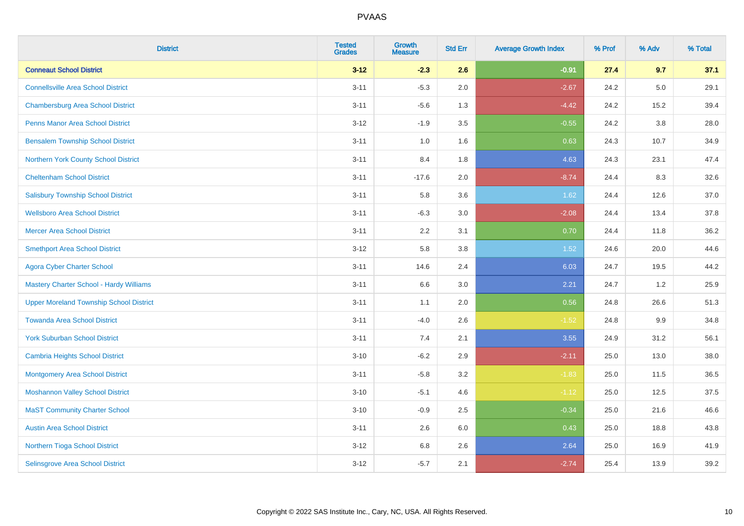| District | Tested Grades | Growth Measure | Std Err | Average Growth Index | % Prof | % Adv | % Total |
|---|---|---|---|---|---|---|---|
| **Conneaut School District** | **3-12** | **-2.3** | **2.6** | **-0.91** | **27.4** | **9.7** | **37.1** |
| Connellsville Area School District | 3-11 | -5.3 | 2.0 | -2.67 | 24.2 | 5.0 | 29.1 |
| Chambersburg Area School District | 3-11 | -5.6 | 1.3 | -4.42 | 24.2 | 15.2 | 39.4 |
| Penns Manor Area School District | 3-12 | -1.9 | 3.5 | -0.55 | 24.2 | 3.8 | 28.0 |
| Bensalem Township School District | 3-11 | 1.0 | 1.6 | 0.63 | 24.3 | 10.7 | 34.9 |
| Northern York County School District | 3-11 | 8.4 | 1.8 | 4.63 | 24.3 | 23.1 | 47.4 |
| Cheltenham School District | 3-11 | -17.6 | 2.0 | -8.74 | 24.4 | 8.3 | 32.6 |
| Salisbury Township School District | 3-11 | 5.8 | 3.6 | 1.62 | 24.4 | 12.6 | 37.0 |
| Wellsboro Area School District | 3-11 | -6.3 | 3.0 | -2.08 | 24.4 | 13.4 | 37.8 |
| Mercer Area School District | 3-11 | 2.2 | 3.1 | 0.70 | 24.4 | 11.8 | 36.2 |
| Smethport Area School District | 3-12 | 5.8 | 3.8 | 1.52 | 24.6 | 20.0 | 44.6 |
| Agora Cyber Charter School | 3-11 | 14.6 | 2.4 | 6.03 | 24.7 | 19.5 | 44.2 |
| Mastery Charter School - Hardy Williams | 3-11 | 6.6 | 3.0 | 2.21 | 24.7 | 1.2 | 25.9 |
| Upper Moreland Township School District | 3-11 | 1.1 | 2.0 | 0.56 | 24.8 | 26.6 | 51.3 |
| Towanda Area School District | 3-11 | -4.0 | 2.6 | -1.52 | 24.8 | 9.9 | 34.8 |
| York Suburban School District | 3-11 | 7.4 | 2.1 | 3.55 | 24.9 | 31.2 | 56.1 |
| Cambria Heights School District | 3-10 | -6.2 | 2.9 | -2.11 | 25.0 | 13.0 | 38.0 |
| Montgomery Area School District | 3-11 | -5.8 | 3.2 | -1.83 | 25.0 | 11.5 | 36.5 |
| Moshannon Valley School District | 3-10 | -5.1 | 4.6 | -1.12 | 25.0 | 12.5 | 37.5 |
| MaST Community Charter School | 3-10 | -0.9 | 2.5 | -0.34 | 25.0 | 21.6 | 46.6 |
| Austin Area School District | 3-11 | 2.6 | 6.0 | 0.43 | 25.0 | 18.8 | 43.8 |
| Northern Tioga School District | 3-12 | 6.8 | 2.6 | 2.64 | 25.0 | 16.9 | 41.9 |
| Selinsgrove Area School District | 3-12 | -5.7 | 2.1 | -2.74 | 25.4 | 13.9 | 39.2 |

Copyright © 2022 SAS Institute Inc., Cary, NC, USA. All Rights Reserved.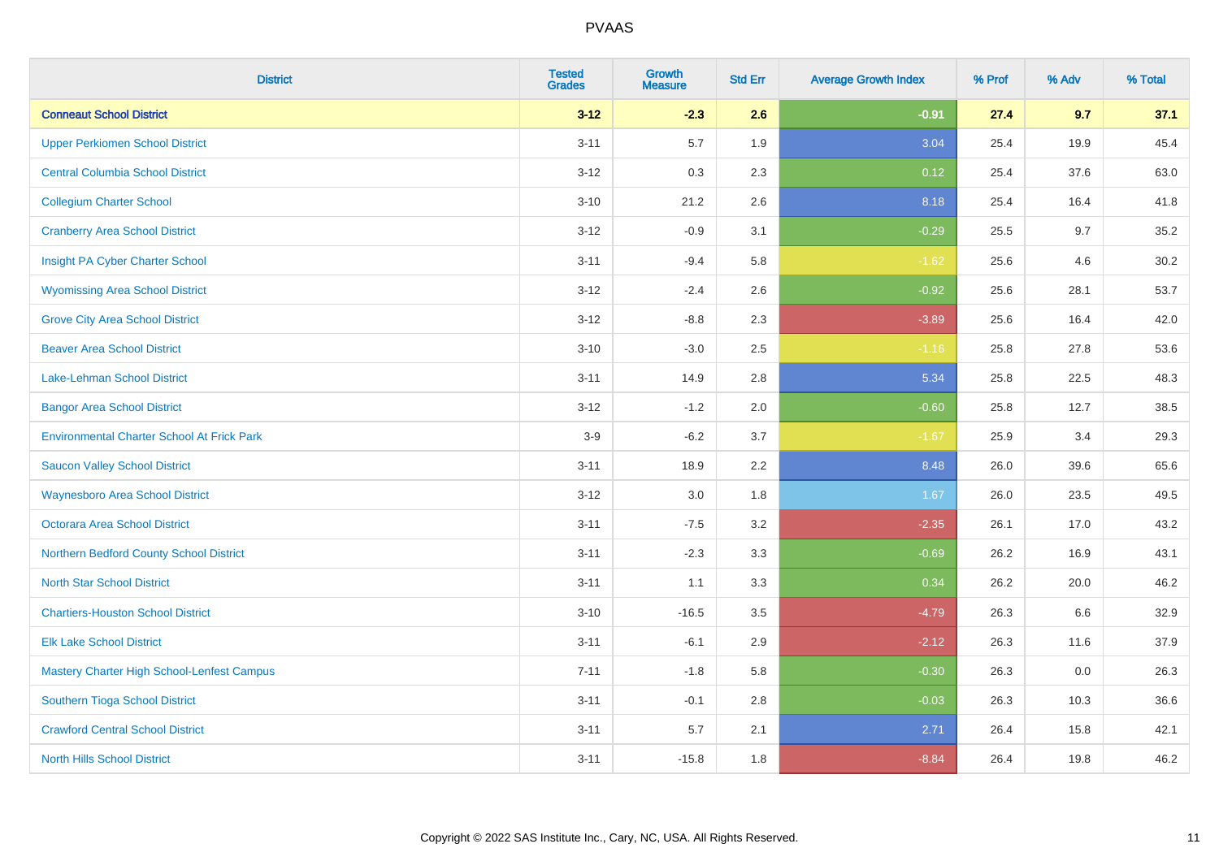# PVAAS

| District | Tested Grades | Growth Measure | Std Err | Average Growth Index | % Prof | % Adv | % Total |
|---|---|---|---|---|---|---|---|
| **Conneaut School District** | **3-12** | **-2.3** | **2.6** | **-0.91** | **27.4** | **9.7** | **37.1** |
| Upper Perkiomen School District | 3-11 | 5.7 | 1.9 | 3.04 | 25.4 | 19.9 | 45.4 |
| Central Columbia School District | 3-12 | 0.3 | 2.3 | 0.12 | 25.4 | 37.6 | 63.0 |
| Collegium Charter School | 3-10 | 21.2 | 2.6 | 8.18 | 25.4 | 16.4 | 41.8 |
| Cranberry Area School District | 3-12 | -0.9 | 3.1 | -0.29 | 25.5 | 9.7 | 35.2 |
| Insight PA Cyber Charter School | 3-11 | -9.4 | 5.8 | -1.62 | 25.6 | 4.6 | 30.2 |
| Wyomissing Area School District | 3-12 | -2.4 | 2.6 | -0.92 | 25.6 | 28.1 | 53.7 |
| Grove City Area School District | 3-12 | -8.8 | 2.3 | -3.89 | 25.6 | 16.4 | 42.0 |
| Beaver Area School District | 3-10 | -3.0 | 2.5 | -1.16 | 25.8 | 27.8 | 53.6 |
| Lake-Lehman School District | 3-11 | 14.9 | 2.8 | 5.34 | 25.8 | 22.5 | 48.3 |
| Bangor Area School District | 3-12 | -1.2 | 2.0 | -0.60 | 25.8 | 12.7 | 38.5 |
| Environmental Charter School At Frick Park | 3-9 | -6.2 | 3.7 | -1.67 | 25.9 | 3.4 | 29.3 |
| Saucon Valley School District | 3-11 | 18.9 | 2.2 | 8.48 | 26.0 | 39.6 | 65.6 |
| Waynesboro Area School District | 3-12 | 3.0 | 1.8 | 1.67 | 26.0 | 23.5 | 49.5 |
| Octorara Area School District | 3-11 | -7.5 | 3.2 | -2.35 | 26.1 | 17.0 | 43.2 |
| Northern Bedford County School District | 3-11 | -2.3 | 3.3 | -0.69 | 26.2 | 16.9 | 43.1 |
| North Star School District | 3-11 | 1.1 | 3.3 | 0.34 | 26.2 | 20.0 | 46.2 |
| Chartiers-Houston School District | 3-10 | -16.5 | 3.5 | -4.79 | 26.3 | 6.6 | 32.9 |
| Elk Lake School District | 3-11 | -6.1 | 2.9 | -2.12 | 26.3 | 11.6 | 37.9 |
| Mastery Charter High School-Lenfest Campus | 7-11 | -1.8 | 5.8 | -0.30 | 26.3 | 0.0 | 26.3 |
| Southern Tioga School District | 3-11 | -0.1 | 2.8 | -0.03 | 26.3 | 10.3 | 36.6 |
| Crawford Central School District | 3-11 | 5.7 | 2.1 | 2.71 | 26.4 | 15.8 | 42.1 |
| North Hills School District | 3-11 | -15.8 | 1.8 | -8.84 | 26.4 | 19.8 | 46.2 |

Copyright © 2022 SAS Institute Inc., Cary, NC, USA. All Rights Reserved.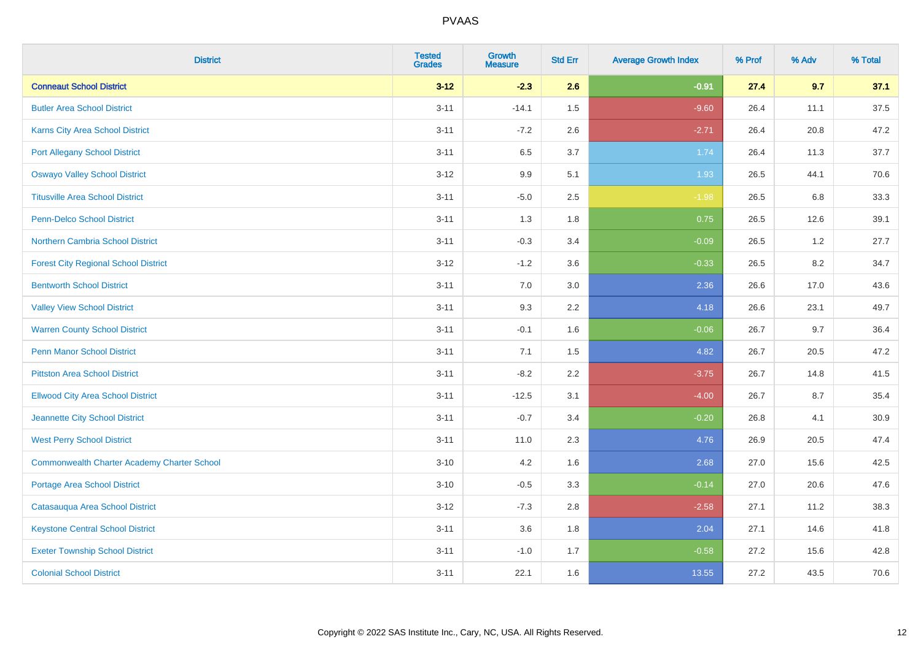# PVAAS

| District | Tested Grades | Growth Measure | Std Err | Average Growth Index | % Prof | % Adv | % Total |
|---|---|---|---|---|---|---|---|
| **Conneaut School District** | **3-12** | **-2.3** | **2.6** | **-0.91** | **27.4** | **9.7** | **37.1** |
| Butler Area School District | 3-11 | -14.1 | 1.5 | -9.60 | 26.4 | 11.1 | 37.5 |
| Karns City Area School District | 3-11 | -7.2 | 2.6 | -2.71 | 26.4 | 20.8 | 47.2 |
| Port Allegany School District | 3-11 | 6.5 | 3.7 | 1.74 | 26.4 | 11.3 | 37.7 |
| Oswayo Valley School District | 3-12 | 9.9 | 5.1 | 1.93 | 26.5 | 44.1 | 70.6 |
| Titusville Area School District | 3-11 | -5.0 | 2.5 | -1.98 | 26.5 | 6.8 | 33.3 |
| Penn-Delco School District | 3-11 | 1.3 | 1.8 | 0.75 | 26.5 | 12.6 | 39.1 |
| Northern Cambria School District | 3-11 | -0.3 | 3.4 | -0.09 | 26.5 | 1.2 | 27.7 |
| Forest City Regional School District | 3-12 | -1.2 | 3.6 | -0.33 | 26.5 | 8.2 | 34.7 |
| Bentworth School District | 3-11 | 7.0 | 3.0 | 2.36 | 26.6 | 17.0 | 43.6 |
| Valley View School District | 3-11 | 9.3 | 2.2 | 4.18 | 26.6 | 23.1 | 49.7 |
| Warren County School District | 3-11 | -0.1 | 1.6 | -0.06 | 26.7 | 9.7 | 36.4 |
| Penn Manor School District | 3-11 | 7.1 | 1.5 | 4.82 | 26.7 | 20.5 | 47.2 |
| Pittston Area School District | 3-11 | -8.2 | 2.2 | -3.75 | 26.7 | 14.8 | 41.5 |
| Ellwood City Area School District | 3-11 | -12.5 | 3.1 | -4.00 | 26.7 | 8.7 | 35.4 |
| Jeannette City School District | 3-11 | -0.7 | 3.4 | -0.20 | 26.8 | 4.1 | 30.9 |
| West Perry School District | 3-11 | 11.0 | 2.3 | 4.76 | 26.9 | 20.5 | 47.4 |
| Commonwealth Charter Academy Charter School | 3-10 | 4.2 | 1.6 | 2.68 | 27.0 | 15.6 | 42.5 |
| Portage Area School District | 3-10 | -0.5 | 3.3 | -0.14 | 27.0 | 20.6 | 47.6 |
| Catasauqua Area School District | 3-12 | -7.3 | 2.8 | -2.58 | 27.1 | 11.2 | 38.3 |
| Keystone Central School District | 3-11 | 3.6 | 1.8 | 2.04 | 27.1 | 14.6 | 41.8 |
| Exeter Township School District | 3-11 | -1.0 | 1.7 | -0.58 | 27.2 | 15.6 | 42.8 |
| Colonial School District | 3-11 | 22.1 | 1.6 | 13.55 | 27.2 | 43.5 | 70.6 |

Copyright © 2022 SAS Institute Inc., Cary, NC, USA. All Rights Reserved.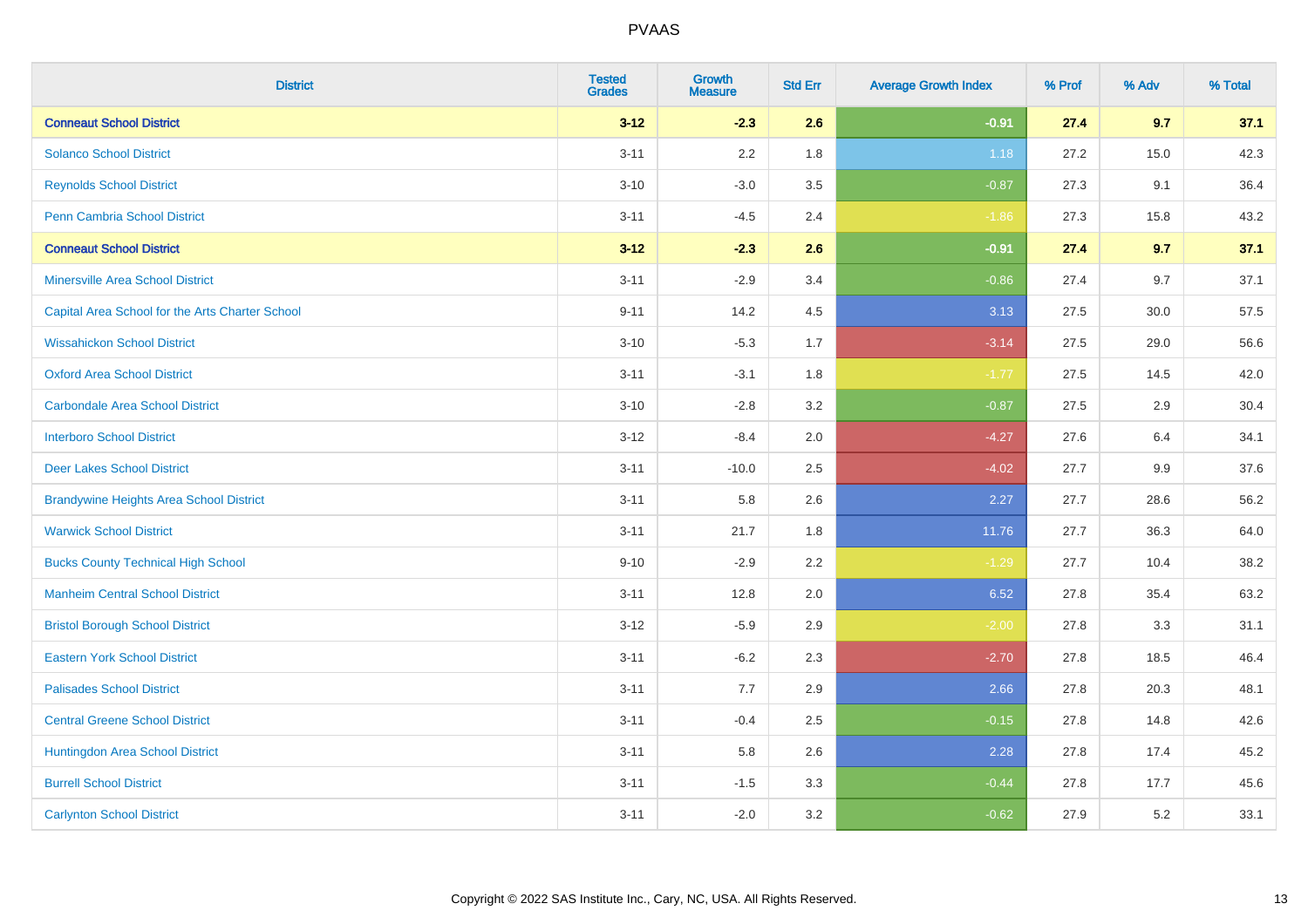PVAAS

| District | Tested Grades | Growth Measure | Std Err | Average Growth Index | % Prof | % Adv | % Total |
|---|---|---|---|---|---|---|---|
| **Conneaut School District** | **3-12** | **-2.3** | **2.6** | **-0.91** | **27.4** | **9.7** | **37.1** |
| Solanco School District | 3-11 | 2.2 | 1.8 | 1.18 | 27.2 | 15.0 | 42.3 |
| Reynolds School District | 3-10 | -3.0 | 3.5 | -0.87 | 27.3 | 9.1 | 36.4 |
| Penn Cambria School District | 3-11 | -4.5 | 2.4 | -1.86 | 27.3 | 15.8 | 43.2 |
| **Conneaut School District** | **3-12** | **-2.3** | **2.6** | **-0.91** | **27.4** | **9.7** | **37.1** |
| Minersville Area School District | 3-11 | -2.9 | 3.4 | -0.86 | 27.4 | 9.7 | 37.1 |
| Capital Area School for the Arts Charter School | 9-11 | 14.2 | 4.5 | 3.13 | 27.5 | 30.0 | 57.5 |
| Wissahickon School District | 3-10 | -5.3 | 1.7 | -3.14 | 27.5 | 29.0 | 56.6 |
| Oxford Area School District | 3-11 | -3.1 | 1.8 | -1.77 | 27.5 | 14.5 | 42.0 |
| Carbondale Area School District | 3-10 | -2.8 | 3.2 | -0.87 | 27.5 | 2.9 | 30.4 |
| Interboro School District | 3-12 | -8.4 | 2.0 | -4.27 | 27.6 | 6.4 | 34.1 |
| Deer Lakes School District | 3-11 | -10.0 | 2.5 | -4.02 | 27.7 | 9.9 | 37.6 |
| Brandywine Heights Area School District | 3-11 | 5.8 | 2.6 | 2.27 | 27.7 | 28.6 | 56.2 |
| Warwick School District | 3-11 | 21.7 | 1.8 | 11.76 | 27.7 | 36.3 | 64.0 |
| Bucks County Technical High School | 9-10 | -2.9 | 2.2 | -1.29 | 27.7 | 10.4 | 38.2 |
| Manheim Central School District | 3-11 | 12.8 | 2.0 | 6.52 | 27.8 | 35.4 | 63.2 |
| Bristol Borough School District | 3-12 | -5.9 | 2.9 | -2.00 | 27.8 | 3.3 | 31.1 |
| Eastern York School District | 3-11 | -6.2 | 2.3 | -2.70 | 27.8 | 18.5 | 46.4 |
| Palisades School District | 3-11 | 7.7 | 2.9 | 2.66 | 27.8 | 20.3 | 48.1 |
| Central Greene School District | 3-11 | -0.4 | 2.5 | -0.15 | 27.8 | 14.8 | 42.6 |
| Huntingdon Area School District | 3-11 | 5.8 | 2.6 | 2.28 | 27.8 | 17.4 | 45.2 |
| Burrell School District | 3-11 | -1.5 | 3.3 | -0.44 | 27.8 | 17.7 | 45.6 |
| Carlynton School District | 3-11 | -2.0 | 3.2 | -0.62 | 27.9 | 5.2 | 33.1 |

Copyright © 2022 SAS Institute Inc., Cary, NC, USA. All Rights Reserved.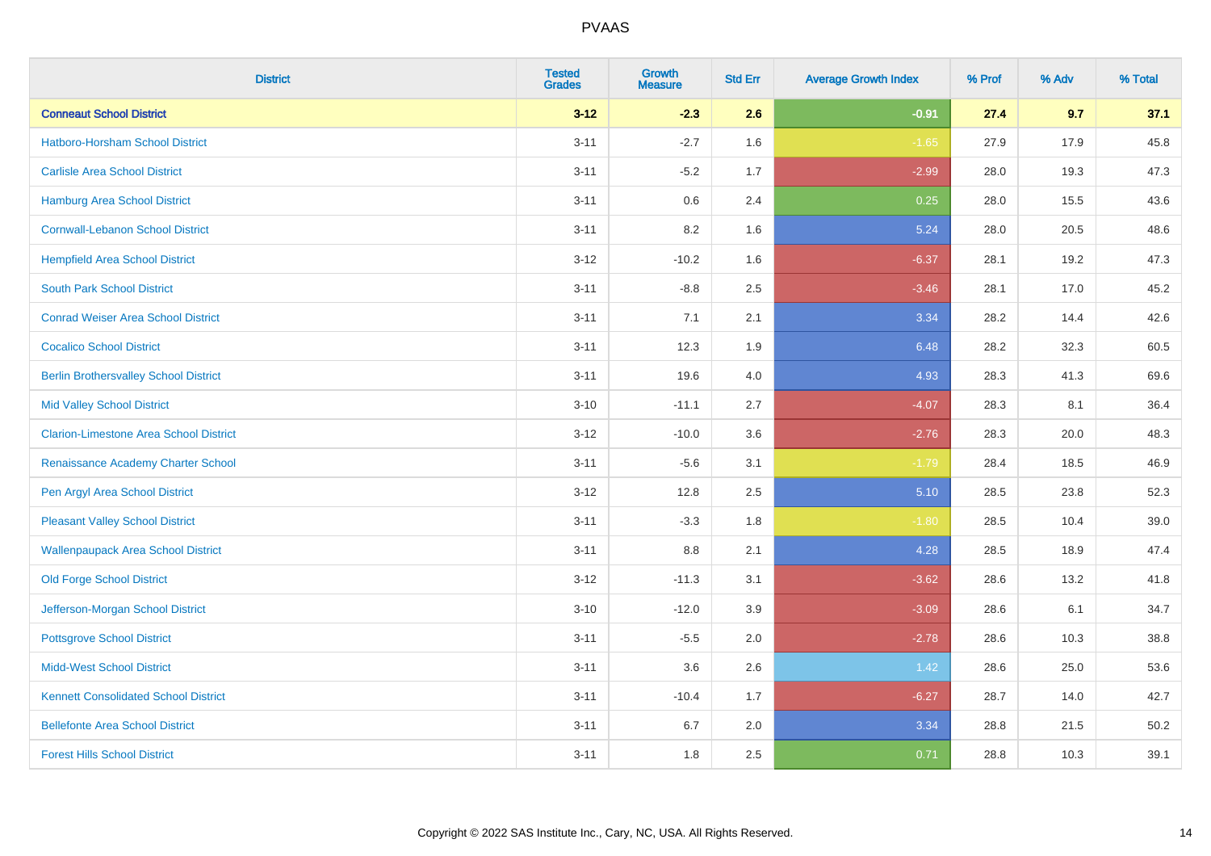PVAAS

| District | Tested Grades | Growth Measure | Std Err | Average Growth Index | % Prof | % Adv | % Total |
|---|---|---|---|---|---|---|---|
| **Conneaut School District** | **3-12** | **-2.3** | **2.6** | **-0.91** | **27.4** | **9.7** | **37.1** |
| Hatboro-Horsham School District | 3-11 | -2.7 | 1.6 | -1.65 | 27.9 | 17.9 | 45.8 |
| Carlisle Area School District | 3-11 | -5.2 | 1.7 | -2.99 | 28.0 | 19.3 | 47.3 |
| Hamburg Area School District | 3-11 | 0.6 | 2.4 | 0.25 | 28.0 | 15.5 | 43.6 |
| Cornwall-Lebanon School District | 3-11 | 8.2 | 1.6 | 5.24 | 28.0 | 20.5 | 48.6 |
| Hempfield Area School District | 3-12 | -10.2 | 1.6 | -6.37 | 28.1 | 19.2 | 47.3 |
| South Park School District | 3-11 | -8.8 | 2.5 | -3.46 | 28.1 | 17.0 | 45.2 |
| Conrad Weiser Area School District | 3-11 | 7.1 | 2.1 | 3.34 | 28.2 | 14.4 | 42.6 |
| Cocalico School District | 3-11 | 12.3 | 1.9 | 6.48 | 28.2 | 32.3 | 60.5 |
| Berlin Brothersvalley School District | 3-11 | 19.6 | 4.0 | 4.93 | 28.3 | 41.3 | 69.6 |
| Mid Valley School District | 3-10 | -11.1 | 2.7 | -4.07 | 28.3 | 8.1 | 36.4 |
| Clarion-Limestone Area School District | 3-12 | -10.0 | 3.6 | -2.76 | 28.3 | 20.0 | 48.3 |
| Renaissance Academy Charter School | 3-11 | -5.6 | 3.1 | -1.79 | 28.4 | 18.5 | 46.9 |
| Pen Argyl Area School District | 3-12 | 12.8 | 2.5 | 5.10 | 28.5 | 23.8 | 52.3 |
| Pleasant Valley School District | 3-11 | -3.3 | 1.8 | -1.80 | 28.5 | 10.4 | 39.0 |
| Wallenpaupack Area School District | 3-11 | 8.8 | 2.1 | 4.28 | 28.5 | 18.9 | 47.4 |
| Old Forge School District | 3-12 | -11.3 | 3.1 | -3.62 | 28.6 | 13.2 | 41.8 |
| Jefferson-Morgan School District | 3-10 | -12.0 | 3.9 | -3.09 | 28.6 | 6.1 | 34.7 |
| Pottsgrove School District | 3-11 | -5.5 | 2.0 | -2.78 | 28.6 | 10.3 | 38.8 |
| Midd-West School District | 3-11 | 3.6 | 2.6 | 1.42 | 28.6 | 25.0 | 53.6 |
| Kennett Consolidated School District | 3-11 | -10.4 | 1.7 | -6.27 | 28.7 | 14.0 | 42.7 |
| Bellefonte Area School District | 3-11 | 6.7 | 2.0 | 3.34 | 28.8 | 21.5 | 50.2 |
| Forest Hills School District | 3-11 | 1.8 | 2.5 | 0.71 | 28.8 | 10.3 | 39.1 |

Copyright © 2022 SAS Institute Inc., Cary, NC, USA. All Rights Reserved.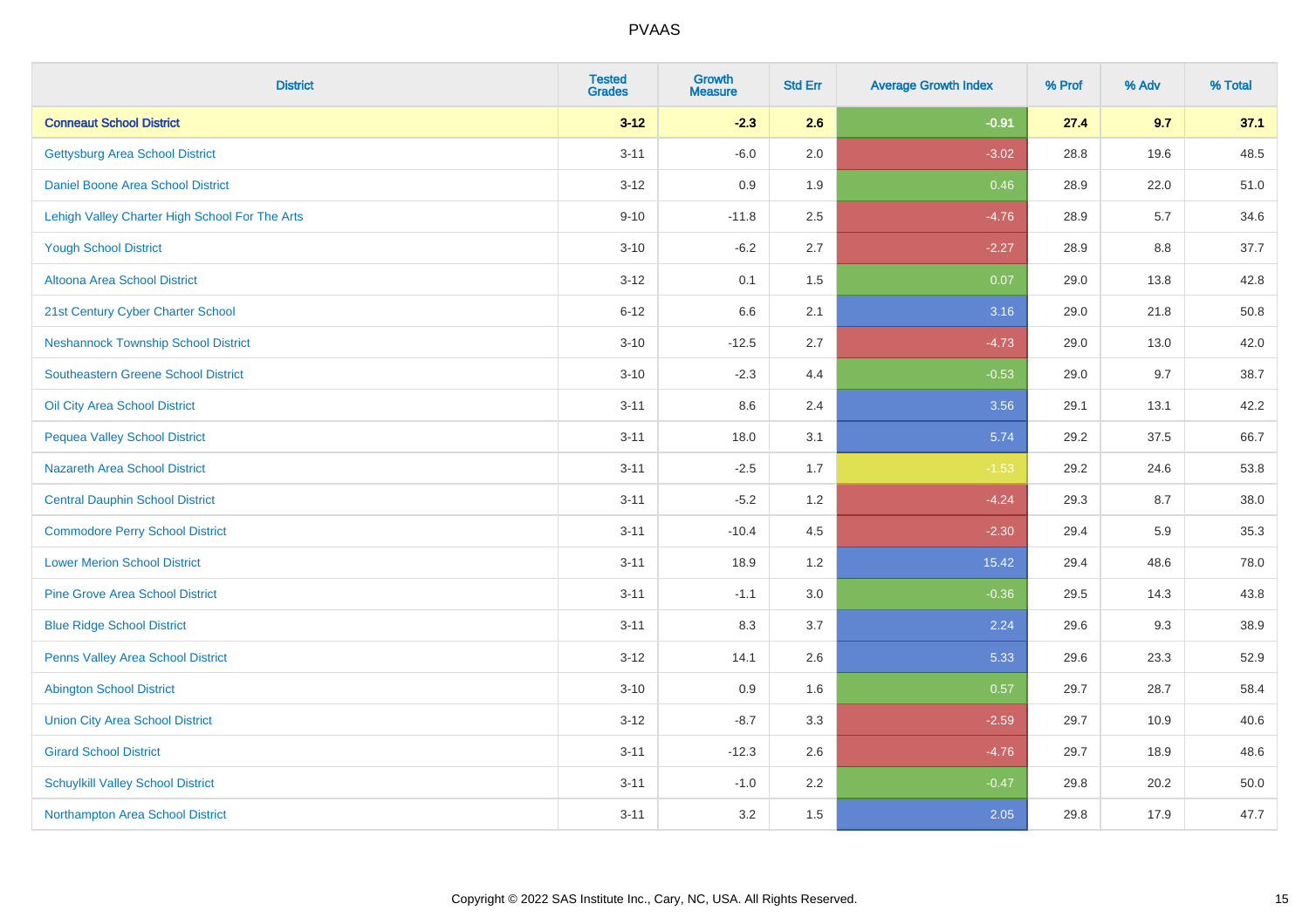| District | Tested Grades | Growth Measure | Std Err | Average Growth Index | % Prof | % Adv | % Total |
|---|---|---|---|---|---|---|---|
| **Conneaut School District** | **3-12** | **-2.3** | **2.6** | **-0.91** | **27.4** | **9.7** | **37.1** |
| Gettysburg Area School District | 3-11 | -6.0 | 2.0 | -3.02 | 28.8 | 19.6 | 48.5 |
| Daniel Boone Area School District | 3-12 | 0.9 | 1.9 | 0.46 | 28.9 | 22.0 | 51.0 |
| Lehigh Valley Charter High School For The Arts | 9-10 | -11.8 | 2.5 | -4.76 | 28.9 | 5.7 | 34.6 |
| Yough School District | 3-10 | -6.2 | 2.7 | -2.27 | 28.9 | 8.8 | 37.7 |
| Altoona Area School District | 3-12 | 0.1 | 1.5 | 0.07 | 29.0 | 13.8 | 42.8 |
| 21st Century Cyber Charter School | 6-12 | 6.6 | 2.1 | 3.16 | 29.0 | 21.8 | 50.8 |
| Neshannock Township School District | 3-10 | -12.5 | 2.7 | -4.73 | 29.0 | 13.0 | 42.0 |
| Southeastern Greene School District | 3-10 | -2.3 | 4.4 | -0.53 | 29.0 | 9.7 | 38.7 |
| Oil City Area School District | 3-11 | 8.6 | 2.4 | 3.56 | 29.1 | 13.1 | 42.2 |
| Pequea Valley School District | 3-11 | 18.0 | 3.1 | 5.74 | 29.2 | 37.5 | 66.7 |
| Nazareth Area School District | 3-11 | -2.5 | 1.7 | -1.53 | 29.2 | 24.6 | 53.8 |
| Central Dauphin School District | 3-11 | -5.2 | 1.2 | -4.24 | 29.3 | 8.7 | 38.0 |
| Commodore Perry School District | 3-11 | -10.4 | 4.5 | -2.30 | 29.4 | 5.9 | 35.3 |
| Lower Merion School District | 3-11 | 18.9 | 1.2 | 15.42 | 29.4 | 48.6 | 78.0 |
| Pine Grove Area School District | 3-11 | -1.1 | 3.0 | -0.36 | 29.5 | 14.3 | 43.8 |
| Blue Ridge School District | 3-11 | 8.3 | 3.7 | 2.24 | 29.6 | 9.3 | 38.9 |
| Penns Valley Area School District | 3-12 | 14.1 | 2.6 | 5.33 | 29.6 | 23.3 | 52.9 |
| Abington School District | 3-10 | 0.9 | 1.6 | 0.57 | 29.7 | 28.7 | 58.4 |
| Union City Area School District | 3-12 | -8.7 | 3.3 | -2.59 | 29.7 | 10.9 | 40.6 |
| Girard School District | 3-11 | -12.3 | 2.6 | -4.76 | 29.7 | 18.9 | 48.6 |
| Schuylkill Valley School District | 3-11 | -1.0 | 2.2 | -0.47 | 29.8 | 20.2 | 50.0 |
| Northampton Area School District | 3-11 | 3.2 | 1.5 | 2.05 | 29.8 | 17.9 | 47.7 |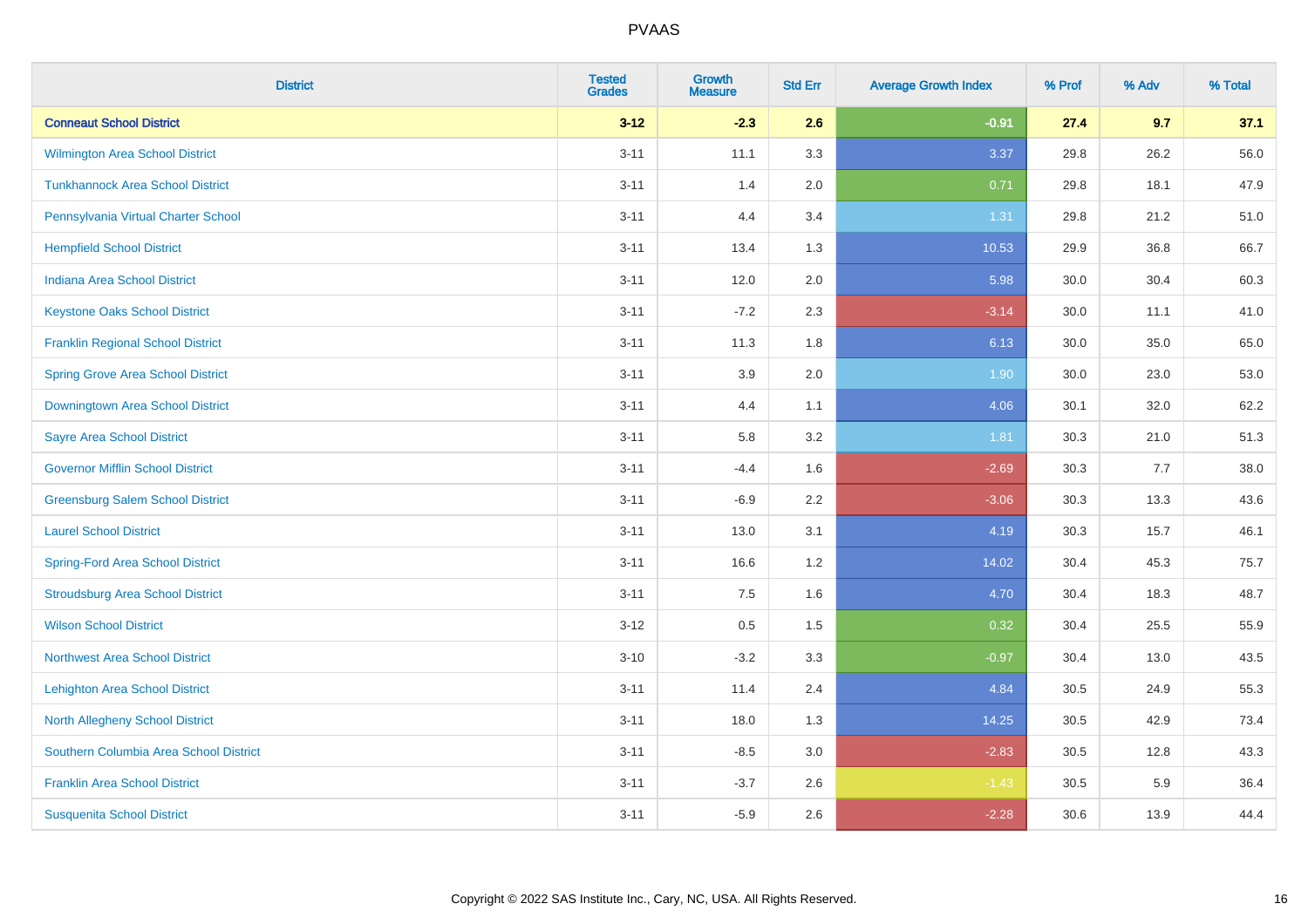| District | Tested Grades | Growth Measure | Std Err | Average Growth Index | % Prof | % Adv | % Total |
|---|---|---|---|---|---|---|---|
| **Conneaut School District** | **3-12** | **-2.3** | **2.6** | **-0.91** | **27.4** | **9.7** | **37.1** |
| Wilmington Area School District | 3-11 | 11.1 | 3.3 | 3.37 | 29.8 | 26.2 | 56.0 |
| Tunkhannock Area School District | 3-11 | 1.4 | 2.0 | 0.71 | 29.8 | 18.1 | 47.9 |
| Pennsylvania Virtual Charter School | 3-11 | 4.4 | 3.4 | 1.31 | 29.8 | 21.2 | 51.0 |
| Hempfield School District | 3-11 | 13.4 | 1.3 | 10.53 | 29.9 | 36.8 | 66.7 |
| Indiana Area School District | 3-11 | 12.0 | 2.0 | 5.98 | 30.0 | 30.4 | 60.3 |
| Keystone Oaks School District | 3-11 | -7.2 | 2.3 | -3.14 | 30.0 | 11.1 | 41.0 |
| Franklin Regional School District | 3-11 | 11.3 | 1.8 | 6.13 | 30.0 | 35.0 | 65.0 |
| Spring Grove Area School District | 3-11 | 3.9 | 2.0 | 1.90 | 30.0 | 23.0 | 53.0 |
| Downingtown Area School District | 3-11 | 4.4 | 1.1 | 4.06 | 30.1 | 32.0 | 62.2 |
| Sayre Area School District | 3-11 | 5.8 | 3.2 | 1.81 | 30.3 | 21.0 | 51.3 |
| Governor Mifflin School District | 3-11 | -4.4 | 1.6 | -2.69 | 30.3 | 7.7 | 38.0 |
| Greensburg Salem School District | 3-11 | -6.9 | 2.2 | -3.06 | 30.3 | 13.3 | 43.6 |
| Laurel School District | 3-11 | 13.0 | 3.1 | 4.19 | 30.3 | 15.7 | 46.1 |
| Spring-Ford Area School District | 3-11 | 16.6 | 1.2 | 14.02 | 30.4 | 45.3 | 75.7 |
| Stroudsburg Area School District | 3-11 | 7.5 | 1.6 | 4.70 | 30.4 | 18.3 | 48.7 |
| Wilson School District | 3-12 | 0.5 | 1.5 | 0.32 | 30.4 | 25.5 | 55.9 |
| Northwest Area School District | 3-10 | -3.2 | 3.3 | -0.97 | 30.4 | 13.0 | 43.5 |
| Lehighton Area School District | 3-11 | 11.4 | 2.4 | 4.84 | 30.5 | 24.9 | 55.3 |
| North Allegheny School District | 3-11 | 18.0 | 1.3 | 14.25 | 30.5 | 42.9 | 73.4 |
| Southern Columbia Area School District | 3-11 | -8.5 | 3.0 | -2.83 | 30.5 | 12.8 | 43.3 |
| Franklin Area School District | 3-11 | -3.7 | 2.6 | -1.43 | 30.5 | 5.9 | 36.4 |
| Susquenita School District | 3-11 | -5.9 | 2.6 | -2.28 | 30.6 | 13.9 | 44.4 |

Copyright © 2022 SAS Institute Inc., Cary, NC, USA. All Rights Reserved.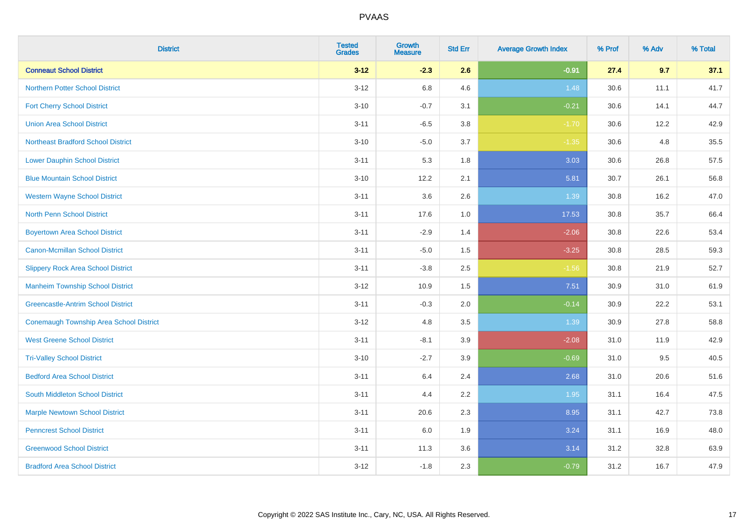PVAAS

| District | Tested Grades | Growth Measure | Std Err | Average Growth Index | % Prof | % Adv | % Total |
|---|---|---|---|---|---|---|---|
| **Conneaut School District** | **3-12** | **-2.3** | **2.6** | **-0.91** | **27.4** | **9.7** | **37.1** |
| Northern Potter School District | 3-12 | 6.8 | 4.6 | 1.48 | 30.6 | 11.1 | 41.7 |
| Fort Cherry School District | 3-10 | -0.7 | 3.1 | -0.21 | 30.6 | 14.1 | 44.7 |
| Union Area School District | 3-11 | -6.5 | 3.8 | -1.70 | 30.6 | 12.2 | 42.9 |
| Northeast Bradford School District | 3-10 | -5.0 | 3.7 | -1.35 | 30.6 | 4.8 | 35.5 |
| Lower Dauphin School District | 3-11 | 5.3 | 1.8 | 3.03 | 30.6 | 26.8 | 57.5 |
| Blue Mountain School District | 3-10 | 12.2 | 2.1 | 5.81 | 30.7 | 26.1 | 56.8 |
| Western Wayne School District | 3-11 | 3.6 | 2.6 | 1.39 | 30.8 | 16.2 | 47.0 |
| North Penn School District | 3-11 | 17.6 | 1.0 | 17.53 | 30.8 | 35.7 | 66.4 |
| Boyertown Area School District | 3-11 | -2.9 | 1.4 | -2.06 | 30.8 | 22.6 | 53.4 |
| Canon-Mcmillan School District | 3-11 | -5.0 | 1.5 | -3.25 | 30.8 | 28.5 | 59.3 |
| Slippery Rock Area School District | 3-11 | -3.8 | 2.5 | -1.56 | 30.8 | 21.9 | 52.7 |
| Manheim Township School District | 3-12 | 10.9 | 1.5 | 7.51 | 30.9 | 31.0 | 61.9 |
| Greencastle-Antrim School District | 3-11 | -0.3 | 2.0 | -0.14 | 30.9 | 22.2 | 53.1 |
| Conemaugh Township Area School District | 3-12 | 4.8 | 3.5 | 1.39 | 30.9 | 27.8 | 58.8 |
| West Greene School District | 3-11 | -8.1 | 3.9 | -2.08 | 31.0 | 11.9 | 42.9 |
| Tri-Valley School District | 3-10 | -2.7 | 3.9 | -0.69 | 31.0 | 9.5 | 40.5 |
| Bedford Area School District | 3-11 | 6.4 | 2.4 | 2.68 | 31.0 | 20.6 | 51.6 |
| South Middleton School District | 3-11 | 4.4 | 2.2 | 1.95 | 31.1 | 16.4 | 47.5 |
| Marple Newtown School District | 3-11 | 20.6 | 2.3 | 8.95 | 31.1 | 42.7 | 73.8 |
| Penncrest School District | 3-11 | 6.0 | 1.9 | 3.24 | 31.1 | 16.9 | 48.0 |
| Greenwood School District | 3-11 | 11.3 | 3.6 | 3.14 | 31.2 | 32.8 | 63.9 |
| Bradford Area School District | 3-12 | -1.8 | 2.3 | -0.79 | 31.2 | 16.7 | 47.9 |

Copyright © 2022 SAS Institute Inc., Cary, NC, USA. All Rights Reserved.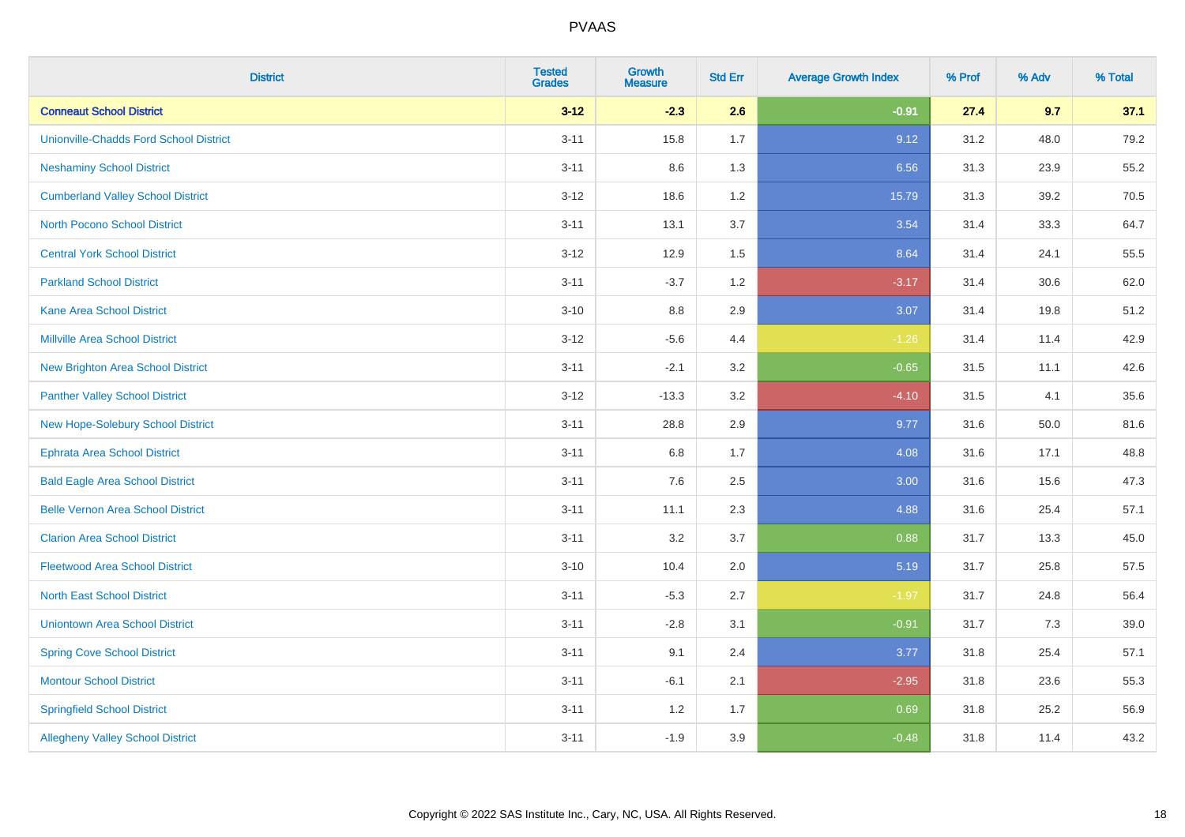# PVAAS

| District | Tested Grades | Growth Measure | Std Err | Average Growth Index | % Prof | % Adv | % Total |
|---|---|---|---|---|---|---|---|
| **Conneaut School District** | **3-12** | **-2.3** | **2.6** | **-0.91** | **27.4** | **9.7** | **37.1** |
| Unionville-Chadds Ford School District | 3-11 | 15.8 | 1.7 | 9.12 | 31.2 | 48.0 | 79.2 |
| Neshaminy School District | 3-11 | 8.6 | 1.3 | 6.56 | 31.3 | 23.9 | 55.2 |
| Cumberland Valley School District | 3-12 | 18.6 | 1.2 | 15.79 | 31.3 | 39.2 | 70.5 |
| North Pocono School District | 3-11 | 13.1 | 3.7 | 3.54 | 31.4 | 33.3 | 64.7 |
| Central York School District | 3-12 | 12.9 | 1.5 | 8.64 | 31.4 | 24.1 | 55.5 |
| Parkland School District | 3-11 | -3.7 | 1.2 | -3.17 | 31.4 | 30.6 | 62.0 |
| Kane Area School District | 3-10 | 8.8 | 2.9 | 3.07 | 31.4 | 19.8 | 51.2 |
| Millville Area School District | 3-12 | -5.6 | 4.4 | -1.26 | 31.4 | 11.4 | 42.9 |
| New Brighton Area School District | 3-11 | -2.1 | 3.2 | -0.65 | 31.5 | 11.1 | 42.6 |
| Panther Valley School District | 3-12 | -13.3 | 3.2 | -4.10 | 31.5 | 4.1 | 35.6 |
| New Hope-Solebury School District | 3-11 | 28.8 | 2.9 | 9.77 | 31.6 | 50.0 | 81.6 |
| Ephrata Area School District | 3-11 | 6.8 | 1.7 | 4.08 | 31.6 | 17.1 | 48.8 |
| Bald Eagle Area School District | 3-11 | 7.6 | 2.5 | 3.00 | 31.6 | 15.6 | 47.3 |
| Belle Vernon Area School District | 3-11 | 11.1 | 2.3 | 4.88 | 31.6 | 25.4 | 57.1 |
| Clarion Area School District | 3-11 | 3.2 | 3.7 | 0.88 | 31.7 | 13.3 | 45.0 |
| Fleetwood Area School District | 3-10 | 10.4 | 2.0 | 5.19 | 31.7 | 25.8 | 57.5 |
| North East School District | 3-11 | -5.3 | 2.7 | -1.97 | 31.7 | 24.8 | 56.4 |
| Uniontown Area School District | 3-11 | -2.8 | 3.1 | -0.91 | 31.7 | 7.3 | 39.0 |
| Spring Cove School District | 3-11 | 9.1 | 2.4 | 3.77 | 31.8 | 25.4 | 57.1 |
| Montour School District | 3-11 | -6.1 | 2.1 | -2.95 | 31.8 | 23.6 | 55.3 |
| Springfield School District | 3-11 | 1.2 | 1.7 | 0.69 | 31.8 | 25.2 | 56.9 |
| Allegheny Valley School District | 3-11 | -1.9 | 3.9 | -0.48 | 31.8 | 11.4 | 43.2 |

Copyright © 2022 SAS Institute Inc., Cary, NC, USA. All Rights Reserved.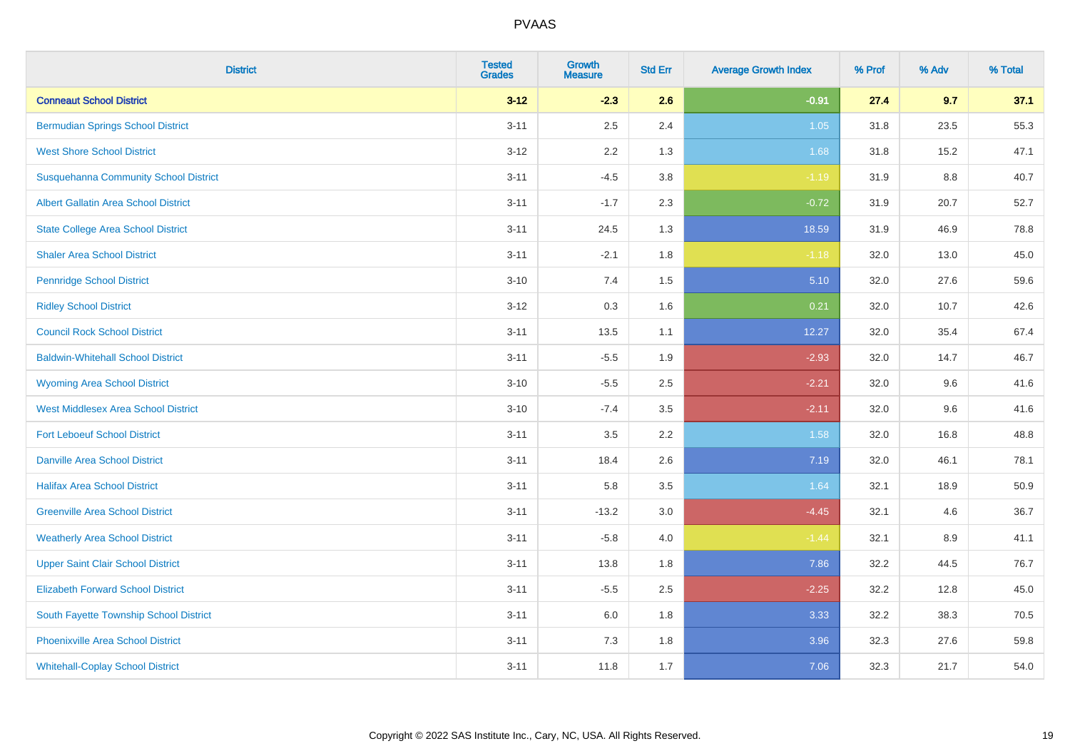| District | Tested Grades | Growth Measure | Std Err | Average Growth Index | % Prof | % Adv | % Total |
|---|---|---|---|---|---|---|---|
| **Conneaut School District** | **3-12** | **-2.3** | **2.6** | **-0.91** | **27.4** | **9.7** | **37.1** |
| Bermudian Springs School District | 3-11 | 2.5 | 2.4 | 1.05 | 31.8 | 23.5 | 55.3 |
| West Shore School District | 3-12 | 2.2 | 1.3 | 1.68 | 31.8 | 15.2 | 47.1 |
| Susquehanna Community School District | 3-11 | -4.5 | 3.8 | -1.19 | 31.9 | 8.8 | 40.7 |
| Albert Gallatin Area School District | 3-11 | -1.7 | 2.3 | -0.72 | 31.9 | 20.7 | 52.7 |
| State College Area School District | 3-11 | 24.5 | 1.3 | 18.59 | 31.9 | 46.9 | 78.8 |
| Shaler Area School District | 3-11 | -2.1 | 1.8 | -1.18 | 32.0 | 13.0 | 45.0 |
| Pennridge School District | 3-10 | 7.4 | 1.5 | 5.10 | 32.0 | 27.6 | 59.6 |
| Ridley School District | 3-12 | 0.3 | 1.6 | 0.21 | 32.0 | 10.7 | 42.6 |
| Council Rock School District | 3-11 | 13.5 | 1.1 | 12.27 | 32.0 | 35.4 | 67.4 |
| Baldwin-Whitehall School District | 3-11 | -5.5 | 1.9 | -2.93 | 32.0 | 14.7 | 46.7 |
| Wyoming Area School District | 3-10 | -5.5 | 2.5 | -2.21 | 32.0 | 9.6 | 41.6 |
| West Middlesex Area School District | 3-10 | -7.4 | 3.5 | -2.11 | 32.0 | 9.6 | 41.6 |
| Fort Leboeuf School District | 3-11 | 3.5 | 2.2 | 1.58 | 32.0 | 16.8 | 48.8 |
| Danville Area School District | 3-11 | 18.4 | 2.6 | 7.19 | 32.0 | 46.1 | 78.1 |
| Halifax Area School District | 3-11 | 5.8 | 3.5 | 1.64 | 32.1 | 18.9 | 50.9 |
| Greenville Area School District | 3-11 | -13.2 | 3.0 | -4.45 | 32.1 | 4.6 | 36.7 |
| Weatherly Area School District | 3-11 | -5.8 | 4.0 | -1.44 | 32.1 | 8.9 | 41.1 |
| Upper Saint Clair School District | 3-11 | 13.8 | 1.8 | 7.86 | 32.2 | 44.5 | 76.7 |
| Elizabeth Forward School District | 3-11 | -5.5 | 2.5 | -2.25 | 32.2 | 12.8 | 45.0 |
| South Fayette Township School District | 3-11 | 6.0 | 1.8 | 3.33 | 32.2 | 38.3 | 70.5 |
| Phoenixville Area School District | 3-11 | 7.3 | 1.8 | 3.96 | 32.3 | 27.6 | 59.8 |
| Whitehall-Coplay School District | 3-11 | 11.8 | 1.7 | 7.06 | 32.3 | 21.7 | 54.0 |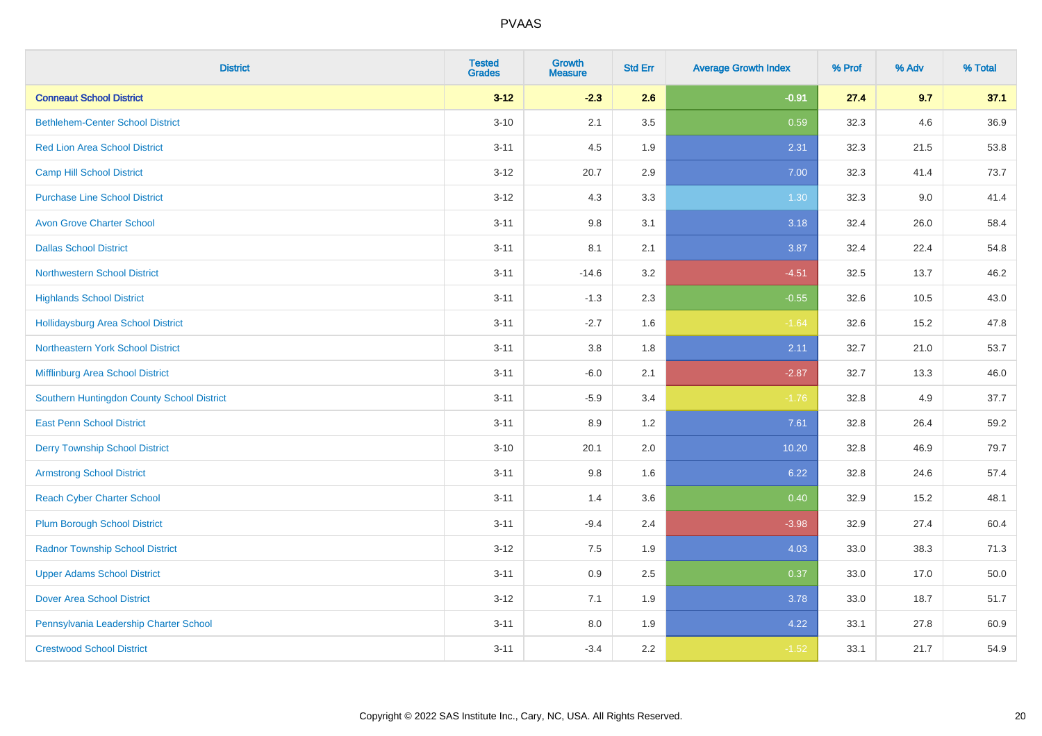| District | Tested Grades | Growth Measure | Std Err | Average Growth Index | % Prof | % Adv | % Total |
|---|---|---|---|---|---|---|---|
| **Conneaut School District** | **3-12** | **-2.3** | **2.6** | **-0.91** | **27.4** | **9.7** | **37.1** |
| Bethlehem-Center School District | 3-10 | 2.1 | 3.5 | 0.59 | 32.3 | 4.6 | 36.9 |
| Red Lion Area School District | 3-11 | 4.5 | 1.9 | 2.31 | 32.3 | 21.5 | 53.8 |
| Camp Hill School District | 3-12 | 20.7 | 2.9 | 7.00 | 32.3 | 41.4 | 73.7 |
| Purchase Line School District | 3-12 | 4.3 | 3.3 | 1.30 | 32.3 | 9.0 | 41.4 |
| Avon Grove Charter School | 3-11 | 9.8 | 3.1 | 3.18 | 32.4 | 26.0 | 58.4 |
| Dallas School District | 3-11 | 8.1 | 2.1 | 3.87 | 32.4 | 22.4 | 54.8 |
| Northwestern School District | 3-11 | -14.6 | 3.2 | -4.51 | 32.5 | 13.7 | 46.2 |
| Highlands School District | 3-11 | -1.3 | 2.3 | -0.55 | 32.6 | 10.5 | 43.0 |
| Hollidaysburg Area School District | 3-11 | -2.7 | 1.6 | -1.64 | 32.6 | 15.2 | 47.8 |
| Northeastern York School District | 3-11 | 3.8 | 1.8 | 2.11 | 32.7 | 21.0 | 53.7 |
| Mifflinburg Area School District | 3-11 | -6.0 | 2.1 | -2.87 | 32.7 | 13.3 | 46.0 |
| Southern Huntingdon County School District | 3-11 | -5.9 | 3.4 | -1.76 | 32.8 | 4.9 | 37.7 |
| East Penn School District | 3-11 | 8.9 | 1.2 | 7.61 | 32.8 | 26.4 | 59.2 |
| Derry Township School District | 3-10 | 20.1 | 2.0 | 10.20 | 32.8 | 46.9 | 79.7 |
| Armstrong School District | 3-11 | 9.8 | 1.6 | 6.22 | 32.8 | 24.6 | 57.4 |
| Reach Cyber Charter School | 3-11 | 1.4 | 3.6 | 0.40 | 32.9 | 15.2 | 48.1 |
| Plum Borough School District | 3-11 | -9.4 | 2.4 | -3.98 | 32.9 | 27.4 | 60.4 |
| Radnor Township School District | 3-12 | 7.5 | 1.9 | 4.03 | 33.0 | 38.3 | 71.3 |
| Upper Adams School District | 3-11 | 0.9 | 2.5 | 0.37 | 33.0 | 17.0 | 50.0 |
| Dover Area School District | 3-12 | 7.1 | 1.9 | 3.78 | 33.0 | 18.7 | 51.7 |
| Pennsylvania Leadership Charter School | 3-11 | 8.0 | 1.9 | 4.22 | 33.1 | 27.8 | 60.9 |
| Crestwood School District | 3-11 | -3.4 | 2.2 | -1.52 | 33.1 | 21.7 | 54.9 |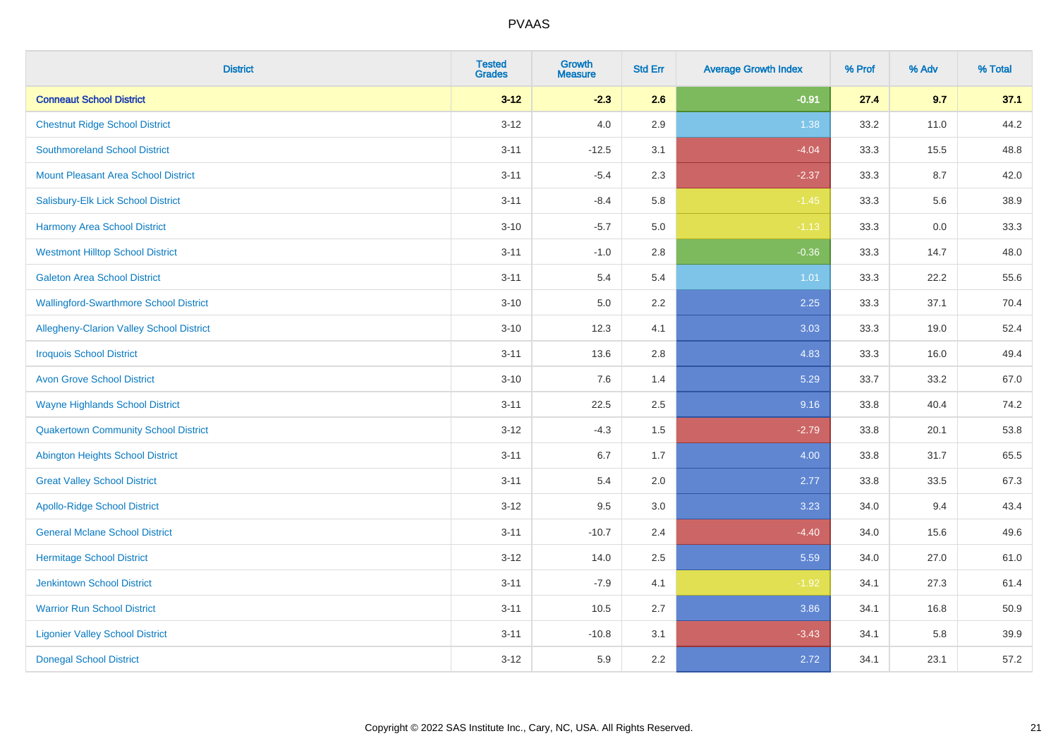# PVAAS

| District | Tested Grades | Growth Measure | Std Err | Average Growth Index | % Prof | % Adv | % Total |
|---|---|---|---|---|---|---|---|
| **Conneaut School District** | **3-12** | **-2.3** | **2.6** | **-0.91** | **27.4** | **9.7** | **37.1** |
| Chestnut Ridge School District | 3-12 | 4.0 | 2.9 | 1.38 | 33.2 | 11.0 | 44.2 |
| Southmoreland School District | 3-11 | -12.5 | 3.1 | -4.04 | 33.3 | 15.5 | 48.8 |
| Mount Pleasant Area School District | 3-11 | -5.4 | 2.3 | -2.37 | 33.3 | 8.7 | 42.0 |
| Salisbury-Elk Lick School District | 3-11 | -8.4 | 5.8 | -1.45 | 33.3 | 5.6 | 38.9 |
| Harmony Area School District | 3-10 | -5.7 | 5.0 | -1.13 | 33.3 | 0.0 | 33.3 |
| Westmont Hilltop School District | 3-11 | -1.0 | 2.8 | -0.36 | 33.3 | 14.7 | 48.0 |
| Galeton Area School District | 3-11 | 5.4 | 5.4 | 1.01 | 33.3 | 22.2 | 55.6 |
| Wallingford-Swarthmore School District | 3-10 | 5.0 | 2.2 | 2.25 | 33.3 | 37.1 | 70.4 |
| Allegheny-Clarion Valley School District | 3-10 | 12.3 | 4.1 | 3.03 | 33.3 | 19.0 | 52.4 |
| Iroquois School District | 3-11 | 13.6 | 2.8 | 4.83 | 33.3 | 16.0 | 49.4 |
| Avon Grove School District | 3-10 | 7.6 | 1.4 | 5.29 | 33.7 | 33.2 | 67.0 |
| Wayne Highlands School District | 3-11 | 22.5 | 2.5 | 9.16 | 33.8 | 40.4 | 74.2 |
| Quakertown Community School District | 3-12 | -4.3 | 1.5 | -2.79 | 33.8 | 20.1 | 53.8 |
| Abington Heights School District | 3-11 | 6.7 | 1.7 | 4.00 | 33.8 | 31.7 | 65.5 |
| Great Valley School District | 3-11 | 5.4 | 2.0 | 2.77 | 33.8 | 33.5 | 67.3 |
| Apollo-Ridge School District | 3-12 | 9.5 | 3.0 | 3.23 | 34.0 | 9.4 | 43.4 |
| General Mclane School District | 3-11 | -10.7 | 2.4 | -4.40 | 34.0 | 15.6 | 49.6 |
| Hermitage School District | 3-12 | 14.0 | 2.5 | 5.59 | 34.0 | 27.0 | 61.0 |
| Jenkintown School District | 3-11 | -7.9 | 4.1 | -1.92 | 34.1 | 27.3 | 61.4 |
| Warrior Run School District | 3-11 | 10.5 | 2.7 | 3.86 | 34.1 | 16.8 | 50.9 |
| Ligonier Valley School District | 3-11 | -10.8 | 3.1 | -3.43 | 34.1 | 5.8 | 39.9 |
| Donegal School District | 3-12 | 5.9 | 2.2 | 2.72 | 34.1 | 23.1 | 57.2 |

Copyright © 2022 SAS Institute Inc., Cary, NC, USA. All Rights Reserved.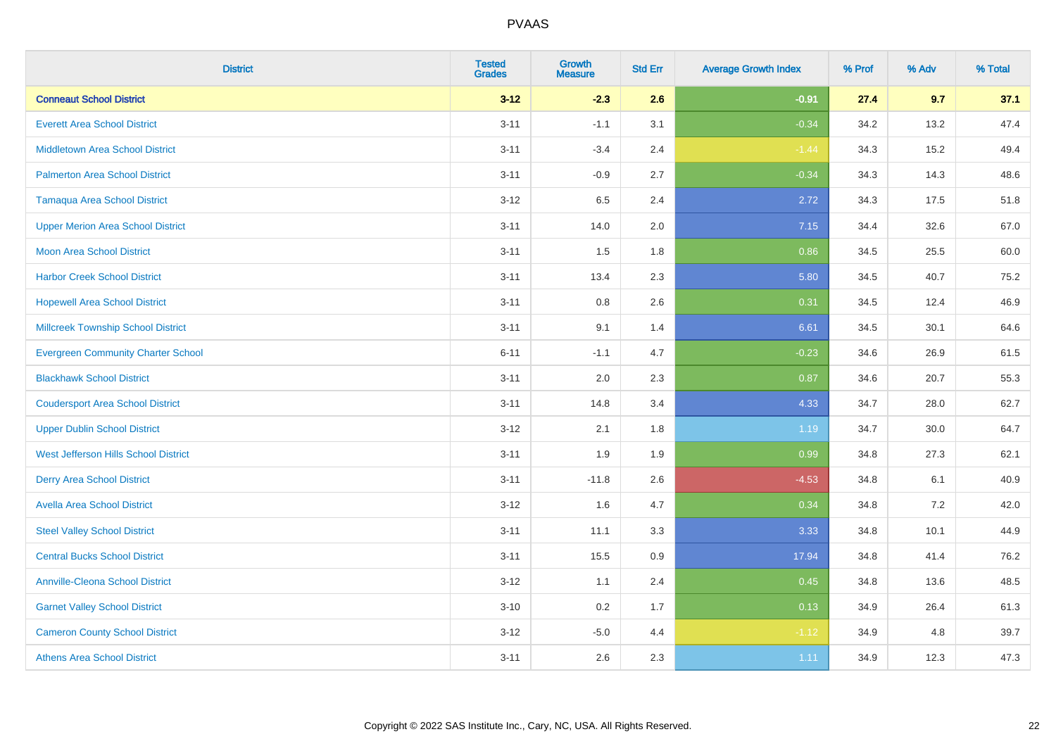# PVAAS

| District | Tested Grades | Growth Measure | Std Err | Average Growth Index | % Prof | % Adv | % Total |
|---|---|---|---|---|---|---|---|
| **Conneaut School District** | **3-12** | **-2.3** | **2.6** | **-0.91** | **27.4** | **9.7** | **37.1** |
| Everett Area School District | 3-11 | -1.1 | 3.1 | -0.34 | 34.2 | 13.2 | 47.4 |
| Middletown Area School District | 3-11 | -3.4 | 2.4 | -1.44 | 34.3 | 15.2 | 49.4 |
| Palmerton Area School District | 3-11 | -0.9 | 2.7 | -0.34 | 34.3 | 14.3 | 48.6 |
| Tamaqua Area School District | 3-12 | 6.5 | 2.4 | 2.72 | 34.3 | 17.5 | 51.8 |
| Upper Merion Area School District | 3-11 | 14.0 | 2.0 | 7.15 | 34.4 | 32.6 | 67.0 |
| Moon Area School District | 3-11 | 1.5 | 1.8 | 0.86 | 34.5 | 25.5 | 60.0 |
| Harbor Creek School District | 3-11 | 13.4 | 2.3 | 5.80 | 34.5 | 40.7 | 75.2 |
| Hopewell Area School District | 3-11 | 0.8 | 2.6 | 0.31 | 34.5 | 12.4 | 46.9 |
| Millcreek Township School District | 3-11 | 9.1 | 1.4 | 6.61 | 34.5 | 30.1 | 64.6 |
| Evergreen Community Charter School | 6-11 | -1.1 | 4.7 | -0.23 | 34.6 | 26.9 | 61.5 |
| Blackhawk School District | 3-11 | 2.0 | 2.3 | 0.87 | 34.6 | 20.7 | 55.3 |
| Coudersport Area School District | 3-11 | 14.8 | 3.4 | 4.33 | 34.7 | 28.0 | 62.7 |
| Upper Dublin School District | 3-12 | 2.1 | 1.8 | 1.19 | 34.7 | 30.0 | 64.7 |
| West Jefferson Hills School District | 3-11 | 1.9 | 1.9 | 0.99 | 34.8 | 27.3 | 62.1 |
| Derry Area School District | 3-11 | -11.8 | 2.6 | -4.53 | 34.8 | 6.1 | 40.9 |
| Avella Area School District | 3-12 | 1.6 | 4.7 | 0.34 | 34.8 | 7.2 | 42.0 |
| Steel Valley School District | 3-11 | 11.1 | 3.3 | 3.33 | 34.8 | 10.1 | 44.9 |
| Central Bucks School District | 3-11 | 15.5 | 0.9 | 17.94 | 34.8 | 41.4 | 76.2 |
| Annville-Cleona School District | 3-12 | 1.1 | 2.4 | 0.45 | 34.8 | 13.6 | 48.5 |
| Garnet Valley School District | 3-10 | 0.2 | 1.7 | 0.13 | 34.9 | 26.4 | 61.3 |
| Cameron County School District | 3-12 | -5.0 | 4.4 | -1.12 | 34.9 | 4.8 | 39.7 |
| Athens Area School District | 3-11 | 2.6 | 2.3 | 1.11 | 34.9 | 12.3 | 47.3 |

Copyright © 2022 SAS Institute Inc., Cary, NC, USA. All Rights Reserved.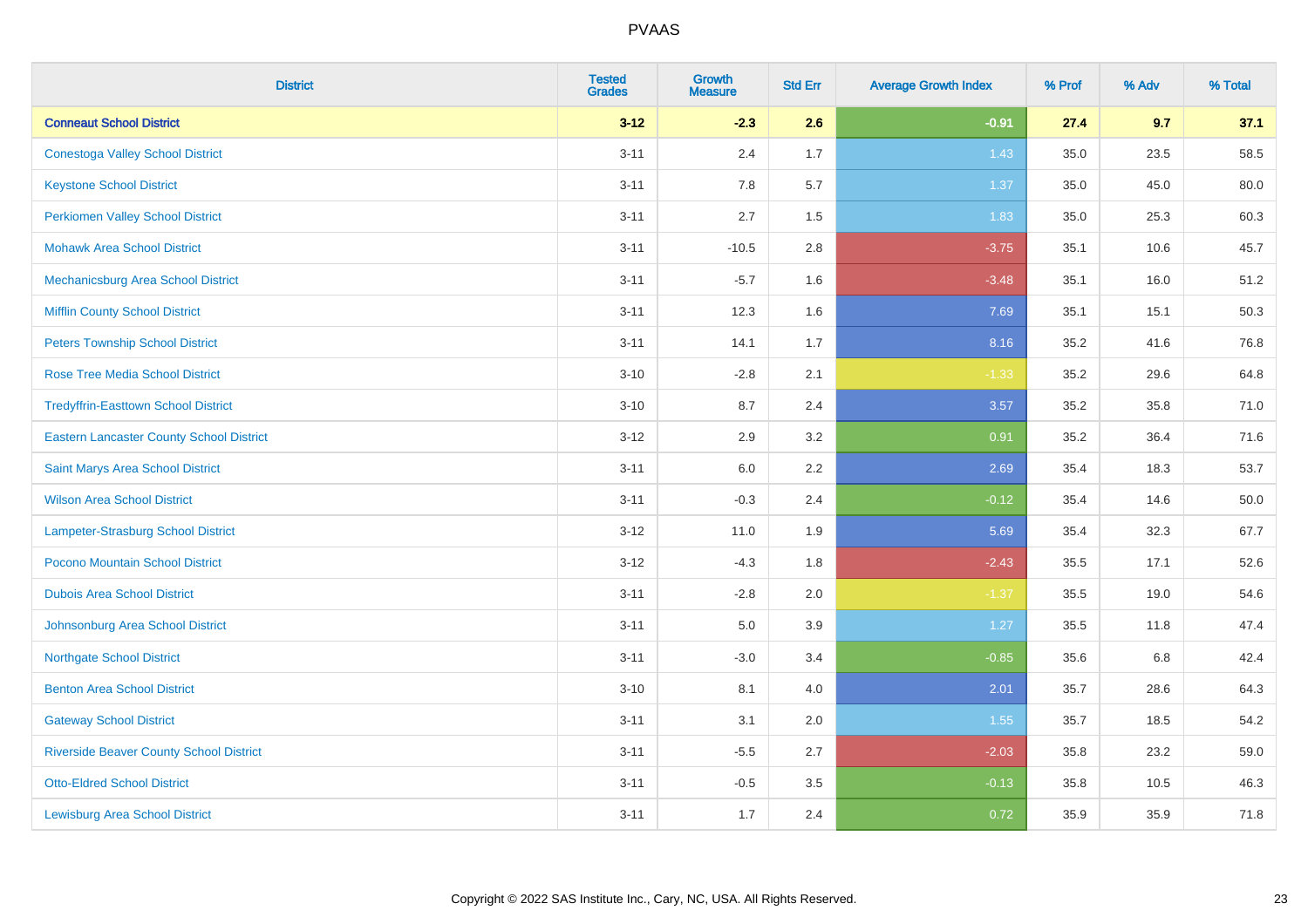# PVAAS

| District | Tested Grades | Growth Measure | Std Err | Average Growth Index | % Prof | % Adv | % Total |
|---|---|---|---|---|---|---|---|
| **Conneaut School District** | **3-12** | **-2.3** | **2.6** | **-0.91** | **27.4** | **9.7** | **37.1** |
| Conestoga Valley School District | 3-11 | 2.4 | 1.7 | 1.43 | 35.0 | 23.5 | 58.5 |
| Keystone School District | 3-11 | 7.8 | 5.7 | 1.37 | 35.0 | 45.0 | 80.0 |
| Perkiomen Valley School District | 3-11 | 2.7 | 1.5 | 1.83 | 35.0 | 25.3 | 60.3 |
| Mohawk Area School District | 3-11 | -10.5 | 2.8 | -3.75 | 35.1 | 10.6 | 45.7 |
| Mechanicsburg Area School District | 3-11 | -5.7 | 1.6 | -3.48 | 35.1 | 16.0 | 51.2 |
| Mifflin County School District | 3-11 | 12.3 | 1.6 | 7.69 | 35.1 | 15.1 | 50.3 |
| Peters Township School District | 3-11 | 14.1 | 1.7 | 8.16 | 35.2 | 41.6 | 76.8 |
| Rose Tree Media School District | 3-10 | -2.8 | 2.1 | -1.33 | 35.2 | 29.6 | 64.8 |
| Tredyffrin-Easttown School District | 3-10 | 8.7 | 2.4 | 3.57 | 35.2 | 35.8 | 71.0 |
| Eastern Lancaster County School District | 3-12 | 2.9 | 3.2 | 0.91 | 35.2 | 36.4 | 71.6 |
| Saint Marys Area School District | 3-11 | 6.0 | 2.2 | 2.69 | 35.4 | 18.3 | 53.7 |
| Wilson Area School District | 3-11 | -0.3 | 2.4 | -0.12 | 35.4 | 14.6 | 50.0 |
| Lampeter-Strasburg School District | 3-12 | 11.0 | 1.9 | 5.69 | 35.4 | 32.3 | 67.7 |
| Pocono Mountain School District | 3-12 | -4.3 | 1.8 | -2.43 | 35.5 | 17.1 | 52.6 |
| Dubois Area School District | 3-11 | -2.8 | 2.0 | -1.37 | 35.5 | 19.0 | 54.6 |
| Johnsonburg Area School District | 3-11 | 5.0 | 3.9 | 1.27 | 35.5 | 11.8 | 47.4 |
| Northgate School District | 3-11 | -3.0 | 3.4 | -0.85 | 35.6 | 6.8 | 42.4 |
| Benton Area School District | 3-10 | 8.1 | 4.0 | 2.01 | 35.7 | 28.6 | 64.3 |
| Gateway School District | 3-11 | 3.1 | 2.0 | 1.55 | 35.7 | 18.5 | 54.2 |
| Riverside Beaver County School District | 3-11 | -5.5 | 2.7 | -2.03 | 35.8 | 23.2 | 59.0 |
| Otto-Eldred School District | 3-11 | -0.5 | 3.5 | -0.13 | 35.8 | 10.5 | 46.3 |
| Lewisburg Area School District | 3-11 | 1.7 | 2.4 | 0.72 | 35.9 | 35.9 | 71.8 |

Copyright © 2022 SAS Institute Inc., Cary, NC, USA. All Rights Reserved.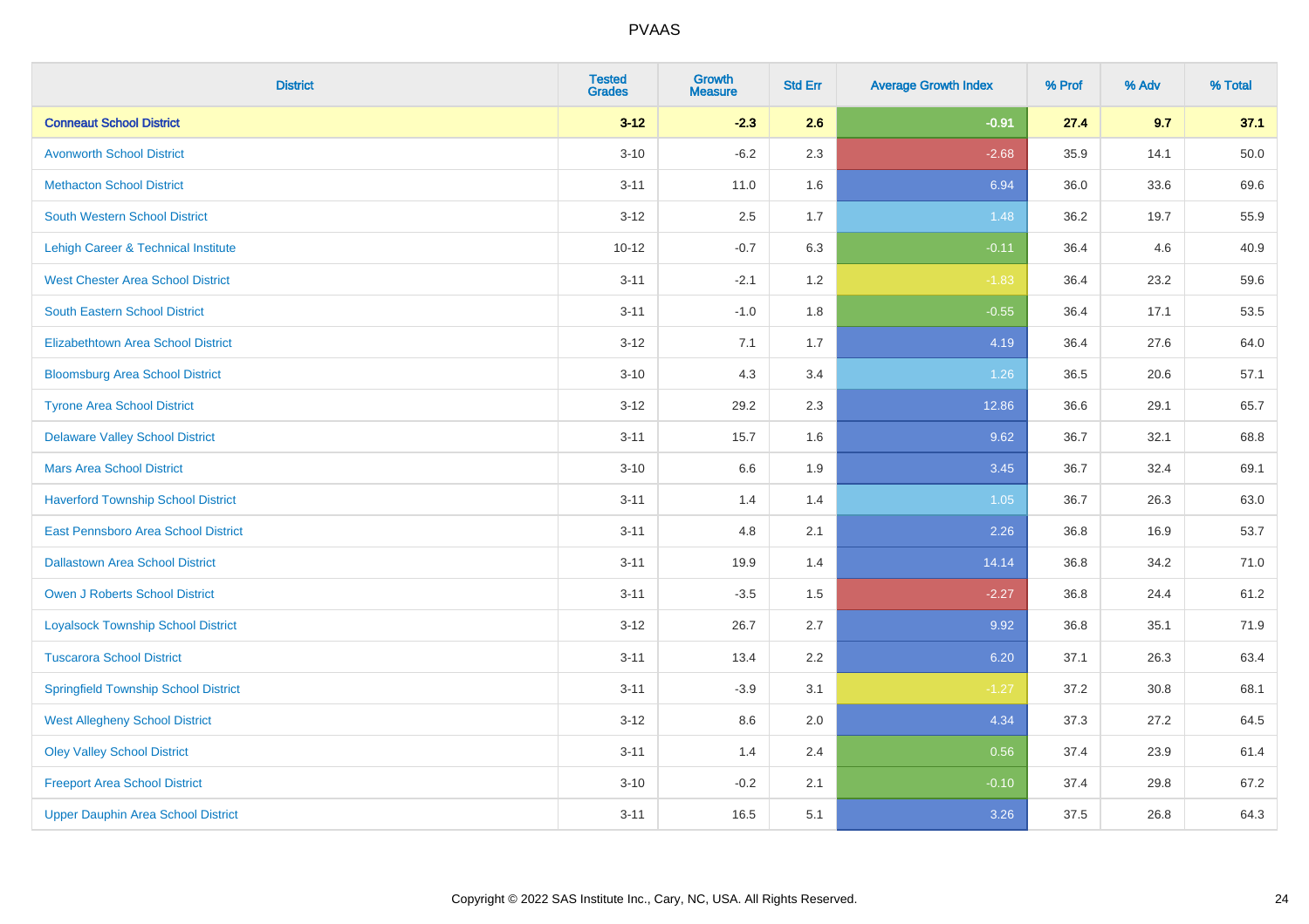| District | Tested Grades | Growth Measure | Std Err | Average Growth Index | % Prof | % Adv | % Total |
|---|---|---|---|---|---|---|---|
| **Conneaut School District** | **3-12** | **-2.3** | **2.6** | **-0.91** | **27.4** | **9.7** | **37.1** |
| Avonworth School District | 3-10 | -6.2 | 2.3 | -2.68 | 35.9 | 14.1 | 50.0 |
| Methacton School District | 3-11 | 11.0 | 1.6 | 6.94 | 36.0 | 33.6 | 69.6 |
| South Western School District | 3-12 | 2.5 | 1.7 | 1.48 | 36.2 | 19.7 | 55.9 |
| Lehigh Career & Technical Institute | 10-12 | -0.7 | 6.3 | -0.11 | 36.4 | 4.6 | 40.9 |
| West Chester Area School District | 3-11 | -2.1 | 1.2 | -1.83 | 36.4 | 23.2 | 59.6 |
| South Eastern School District | 3-11 | -1.0 | 1.8 | -0.55 | 36.4 | 17.1 | 53.5 |
| Elizabethtown Area School District | 3-12 | 7.1 | 1.7 | 4.19 | 36.4 | 27.6 | 64.0 |
| Bloomsburg Area School District | 3-10 | 4.3 | 3.4 | 1.26 | 36.5 | 20.6 | 57.1 |
| Tyrone Area School District | 3-12 | 29.2 | 2.3 | 12.86 | 36.6 | 29.1 | 65.7 |
| Delaware Valley School District | 3-11 | 15.7 | 1.6 | 9.62 | 36.7 | 32.1 | 68.8 |
| Mars Area School District | 3-10 | 6.6 | 1.9 | 3.45 | 36.7 | 32.4 | 69.1 |
| Haverford Township School District | 3-11 | 1.4 | 1.4 | 1.05 | 36.7 | 26.3 | 63.0 |
| East Pennsboro Area School District | 3-11 | 4.8 | 2.1 | 2.26 | 36.8 | 16.9 | 53.7 |
| Dallastown Area School District | 3-11 | 19.9 | 1.4 | 14.14 | 36.8 | 34.2 | 71.0 |
| Owen J Roberts School District | 3-11 | -3.5 | 1.5 | -2.27 | 36.8 | 24.4 | 61.2 |
| Loyalsock Township School District | 3-12 | 26.7 | 2.7 | 9.92 | 36.8 | 35.1 | 71.9 |
| Tuscarora School District | 3-11 | 13.4 | 2.2 | 6.20 | 37.1 | 26.3 | 63.4 |
| Springfield Township School District | 3-11 | -3.9 | 3.1 | -1.27 | 37.2 | 30.8 | 68.1 |
| West Allegheny School District | 3-12 | 8.6 | 2.0 | 4.34 | 37.3 | 27.2 | 64.5 |
| Oley Valley School District | 3-11 | 1.4 | 2.4 | 0.56 | 37.4 | 23.9 | 61.4 |
| Freeport Area School District | 3-10 | -0.2 | 2.1 | -0.10 | 37.4 | 29.8 | 67.2 |
| Upper Dauphin Area School District | 3-11 | 16.5 | 5.1 | 3.26 | 37.5 | 26.8 | 64.3 |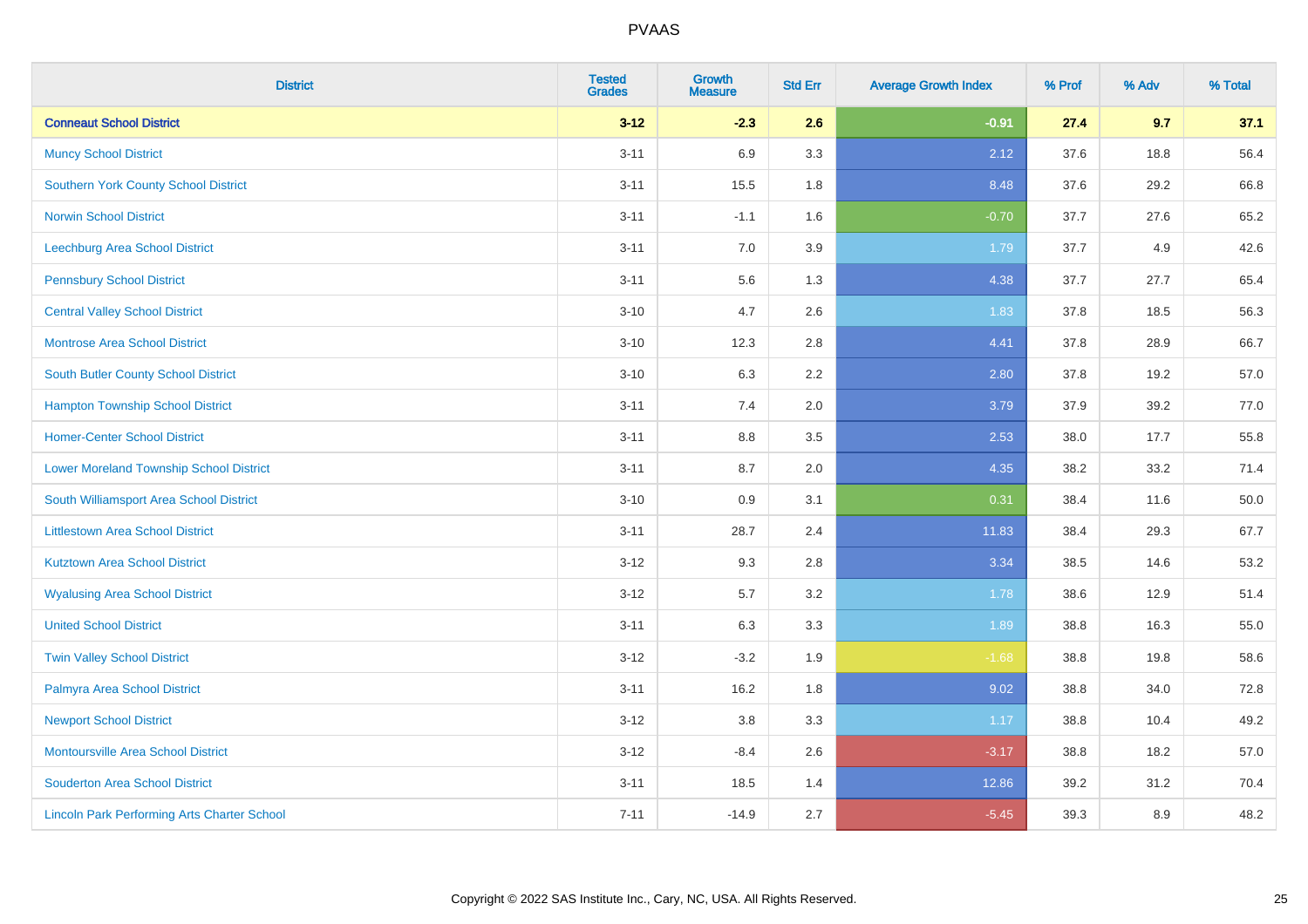# PVAAS

| District | Tested Grades | Growth Measure | Std Err | Average Growth Index | % Prof | % Adv | % Total |
|---|---|---|---|---|---|---|---|
| **Conneaut School District** | **3-12** | **-2.3** | **2.6** | **-0.91** | **27.4** | **9.7** | **37.1** |
| Muncy School District | 3-11 | 6.9 | 3.3 | 2.12 | 37.6 | 18.8 | 56.4 |
| Southern York County School District | 3-11 | 15.5 | 1.8 | 8.48 | 37.6 | 29.2 | 66.8 |
| Norwin School District | 3-11 | -1.1 | 1.6 | -0.70 | 37.7 | 27.6 | 65.2 |
| Leechburg Area School District | 3-11 | 7.0 | 3.9 | 1.79 | 37.7 | 4.9 | 42.6 |
| Pennsbury School District | 3-11 | 5.6 | 1.3 | 4.38 | 37.7 | 27.7 | 65.4 |
| Central Valley School District | 3-10 | 4.7 | 2.6 | 1.83 | 37.8 | 18.5 | 56.3 |
| Montrose Area School District | 3-10 | 12.3 | 2.8 | 4.41 | 37.8 | 28.9 | 66.7 |
| South Butler County School District | 3-10 | 6.3 | 2.2 | 2.80 | 37.8 | 19.2 | 57.0 |
| Hampton Township School District | 3-11 | 7.4 | 2.0 | 3.79 | 37.9 | 39.2 | 77.0 |
| Homer-Center School District | 3-11 | 8.8 | 3.5 | 2.53 | 38.0 | 17.7 | 55.8 |
| Lower Moreland Township School District | 3-11 | 8.7 | 2.0 | 4.35 | 38.2 | 33.2 | 71.4 |
| South Williamsport Area School District | 3-10 | 0.9 | 3.1 | 0.31 | 38.4 | 11.6 | 50.0 |
| Littlestown Area School District | 3-11 | 28.7 | 2.4 | 11.83 | 38.4 | 29.3 | 67.7 |
| Kutztown Area School District | 3-12 | 9.3 | 2.8 | 3.34 | 38.5 | 14.6 | 53.2 |
| Wyalusing Area School District | 3-12 | 5.7 | 3.2 | 1.78 | 38.6 | 12.9 | 51.4 |
| United School District | 3-11 | 6.3 | 3.3 | 1.89 | 38.8 | 16.3 | 55.0 |
| Twin Valley School District | 3-12 | -3.2 | 1.9 | -1.68 | 38.8 | 19.8 | 58.6 |
| Palmyra Area School District | 3-11 | 16.2 | 1.8 | 9.02 | 38.8 | 34.0 | 72.8 |
| Newport School District | 3-12 | 3.8 | 3.3 | 1.17 | 38.8 | 10.4 | 49.2 |
| Montoursville Area School District | 3-12 | -8.4 | 2.6 | -3.17 | 38.8 | 18.2 | 57.0 |
| Souderton Area School District | 3-11 | 18.5 | 1.4 | 12.86 | 39.2 | 31.2 | 70.4 |
| Lincoln Park Performing Arts Charter School | 7-11 | -14.9 | 2.7 | -5.45 | 39.3 | 8.9 | 48.2 |

Copyright © 2022 SAS Institute Inc., Cary, NC, USA. All Rights Reserved.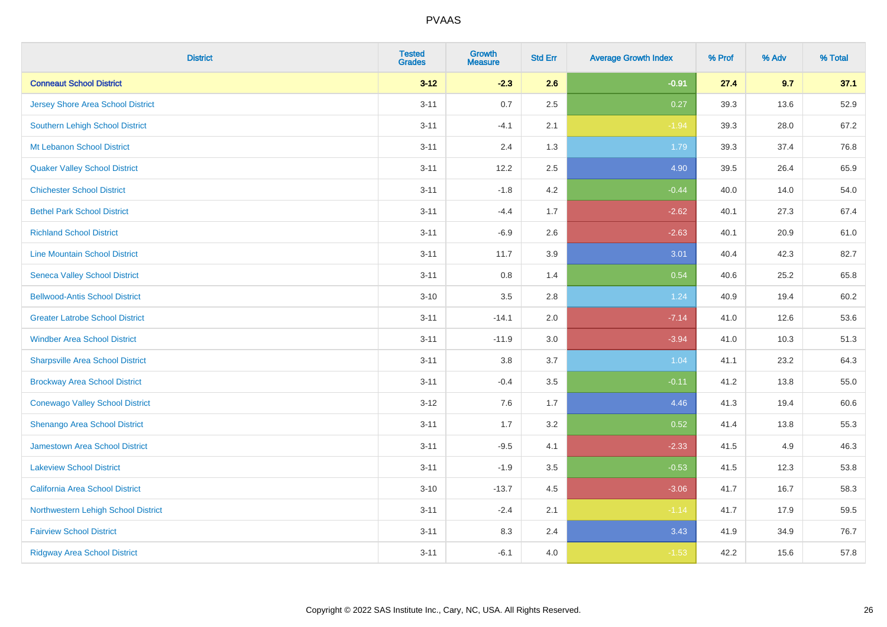# PVAAS

| District | Tested Grades | Growth Measure | Std Err | Average Growth Index | % Prof | % Adv | % Total |
|---|---|---|---|---|---|---|---|
| **Conneaut School District** | **3-12** | **-2.3** | **2.6** | **-0.91** | **27.4** | **9.7** | **37.1** |
| Jersey Shore Area School District | 3-11 | 0.7 | 2.5 | 0.27 | 39.3 | 13.6 | 52.9 |
| Southern Lehigh School District | 3-11 | -4.1 | 2.1 | -1.94 | 39.3 | 28.0 | 67.2 |
| Mt Lebanon School District | 3-11 | 2.4 | 1.3 | 1.79 | 39.3 | 37.4 | 76.8 |
| Quaker Valley School District | 3-11 | 12.2 | 2.5 | 4.90 | 39.5 | 26.4 | 65.9 |
| Chichester School District | 3-11 | -1.8 | 4.2 | -0.44 | 40.0 | 14.0 | 54.0 |
| Bethel Park School District | 3-11 | -4.4 | 1.7 | -2.62 | 40.1 | 27.3 | 67.4 |
| Richland School District | 3-11 | -6.9 | 2.6 | -2.63 | 40.1 | 20.9 | 61.0 |
| Line Mountain School District | 3-11 | 11.7 | 3.9 | 3.01 | 40.4 | 42.3 | 82.7 |
| Seneca Valley School District | 3-11 | 0.8 | 1.4 | 0.54 | 40.6 | 25.2 | 65.8 |
| Bellwood-Antis School District | 3-10 | 3.5 | 2.8 | 1.24 | 40.9 | 19.4 | 60.2 |
| Greater Latrobe School District | 3-11 | -14.1 | 2.0 | -7.14 | 41.0 | 12.6 | 53.6 |
| Windber Area School District | 3-11 | -11.9 | 3.0 | -3.94 | 41.0 | 10.3 | 51.3 |
| Sharpsville Area School District | 3-11 | 3.8 | 3.7 | 1.04 | 41.1 | 23.2 | 64.3 |
| Brockway Area School District | 3-11 | -0.4 | 3.5 | -0.11 | 41.2 | 13.8 | 55.0 |
| Conewago Valley School District | 3-12 | 7.6 | 1.7 | 4.46 | 41.3 | 19.4 | 60.6 |
| Shenango Area School District | 3-11 | 1.7 | 3.2 | 0.52 | 41.4 | 13.8 | 55.3 |
| Jamestown Area School District | 3-11 | -9.5 | 4.1 | -2.33 | 41.5 | 4.9 | 46.3 |
| Lakeview School District | 3-11 | -1.9 | 3.5 | -0.53 | 41.5 | 12.3 | 53.8 |
| California Area School District | 3-10 | -13.7 | 4.5 | -3.06 | 41.7 | 16.7 | 58.3 |
| Northwestern Lehigh School District | 3-11 | -2.4 | 2.1 | -1.14 | 41.7 | 17.9 | 59.5 |
| Fairview School District | 3-11 | 8.3 | 2.4 | 3.43 | 41.9 | 34.9 | 76.7 |
| Ridgway Area School District | 3-11 | -6.1 | 4.0 | -1.53 | 42.2 | 15.6 | 57.8 |

Copyright © 2022 SAS Institute Inc., Cary, NC, USA. All Rights Reserved.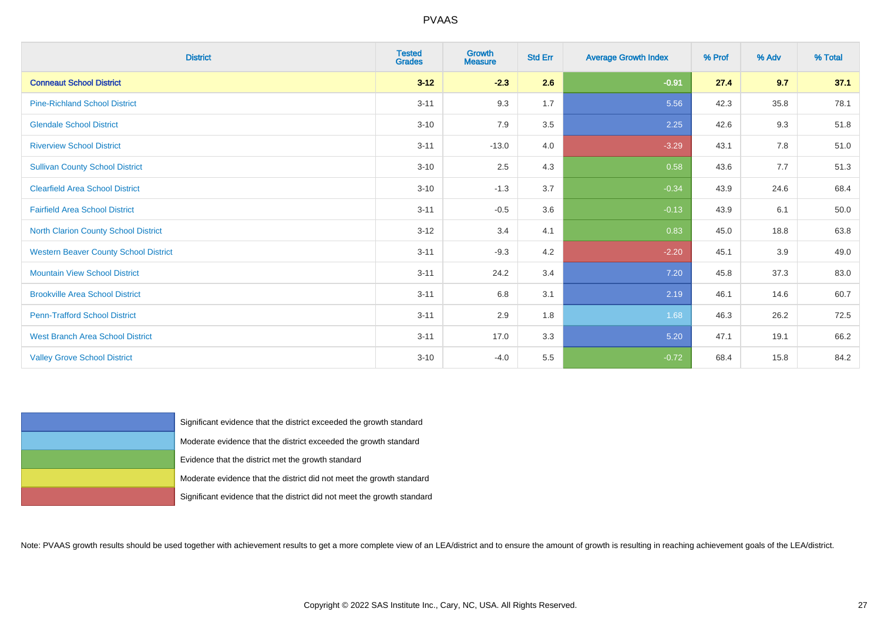# PVAAS

| District | Tested Grades | Growth Measure | Std Err | Average Growth Index | % Prof | % Adv | % Total |
|---|---|---|---|---|---|---|---|
| **Conneaut School District** | **3-12** | **-2.3** | **2.6** | **-0.91** | **27.4** | **9.7** | **37.1** |
| Pine-Richland School District | 3-11 | 9.3 | 1.7 | 5.56 | 42.3 | 35.8 | 78.1 |
| Glendale School District | 3-10 | 7.9 | 3.5 | 2.25 | 42.6 | 9.3 | 51.8 |
| Riverview School District | 3-11 | -13.0 | 4.0 | -3.29 | 43.1 | 7.8 | 51.0 |
| Sullivan County School District | 3-10 | 2.5 | 4.3 | 0.58 | 43.6 | 7.7 | 51.3 |
| Clearfield Area School District | 3-10 | -1.3 | 3.7 | -0.34 | 43.9 | 24.6 | 68.4 |
| Fairfield Area School District | 3-11 | -0.5 | 3.6 | -0.13 | 43.9 | 6.1 | 50.0 |
| North Clarion County School District | 3-12 | 3.4 | 4.1 | 0.83 | 45.0 | 18.8 | 63.8 |
| Western Beaver County School District | 3-11 | -9.3 | 4.2 | -2.20 | 45.1 | 3.9 | 49.0 |
| Mountain View School District | 3-11 | 24.2 | 3.4 | 7.20 | 45.8 | 37.3 | 83.0 |
| Brookville Area School District | 3-11 | 6.8 | 3.1 | 2.19 | 46.1 | 14.6 | 60.7 |
| Penn-Trafford School District | 3-11 | 2.9 | 1.8 | 1.68 | 46.3 | 26.2 | 72.5 |
| West Branch Area School District | 3-11 | 17.0 | 3.3 | 5.20 | 47.1 | 19.1 | 66.2 |
| Valley Grove School District | 3-10 | -4.0 | 5.5 | -0.72 | 68.4 | 15.8 | 84.2 |

- Significant evidence that the district exceeded the growth standard
- Moderate evidence that the district exceeded the growth standard
- Evidence that the district met the growth standard
- Moderate evidence that the district did not meet the growth standard
- Significant evidence that the district did not meet the growth standard

Note: PVAAS growth results should be used together with achievement results to get a more complete view of an LEA/district and to ensure the amount of growth is resulting in reaching achievement goals of the LEA/district.

Copyright © 2022 SAS Institute Inc., Cary, NC, USA. All Rights Reserved.